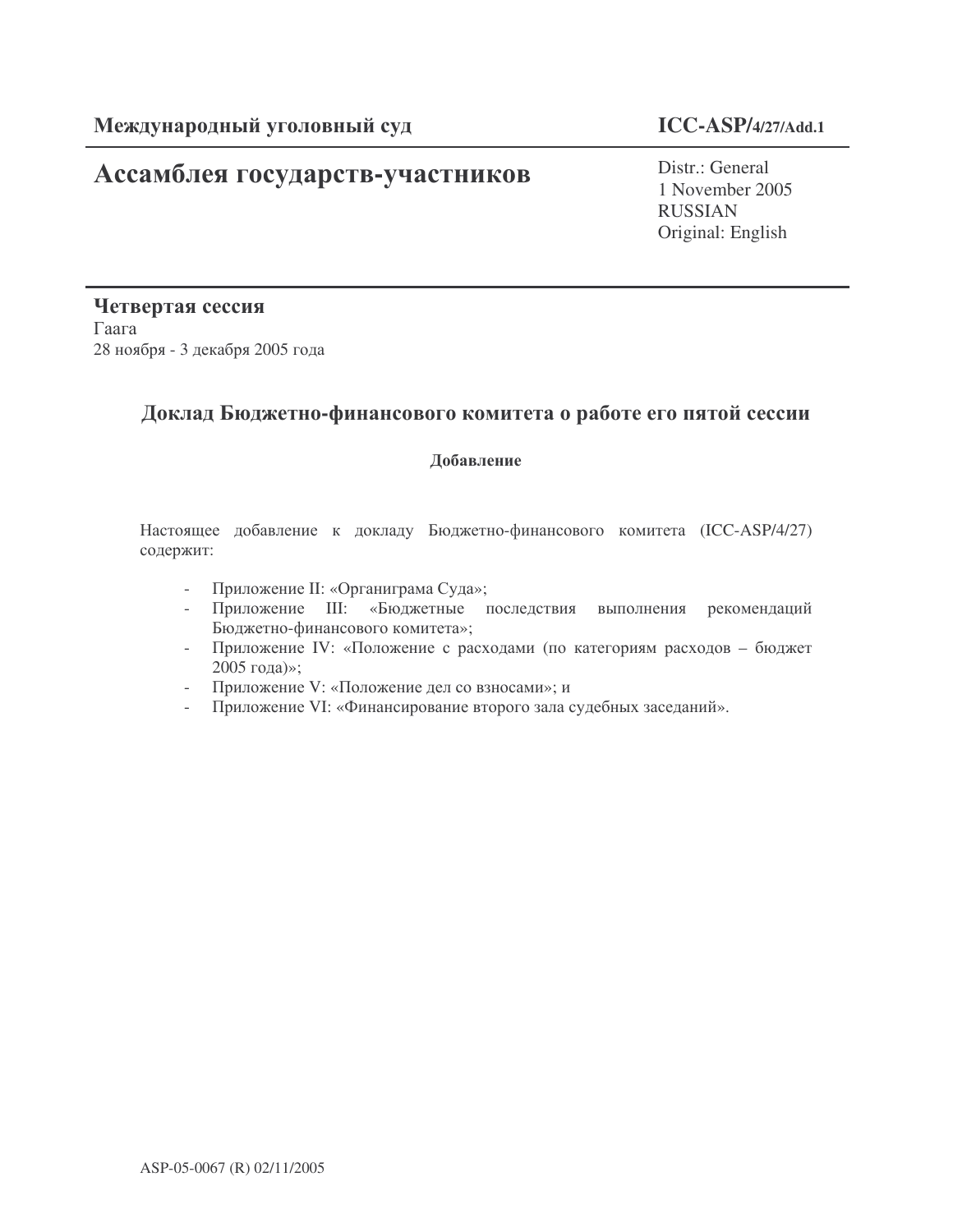**Международный уголовный суд** **ICC-ASP/4/27/Add.1**

# Ассамблея государств-участников

Distr.: General
1 November 2005
RUSSIAN
Original: English

**Четвертая сессия**
Гаага
28 ноября - 3 декабря 2005 года

## Доклад Бюджетно-финансового комитета о работе его пятой сессии

**Добавление**

Настоящее добавление к докладу Бюджетно-финансового комитета (ICC-ASP/4/27) содержит:

- Приложение II: «Органиграма Суда»;
- Приложение III: «Бюджетные последствия выполнения рекомендаций Бюджетно-финансового комитета»;
- Приложение IV: «Положение с расходами (по категориям расходов – бюджет 2005 года)»;
- Приложение V: «Положение дел со взносами»; и
- Приложение VI: «Финансирование второго зала судебных заседаний».

ASP-05-0067 (R) 02/11/2005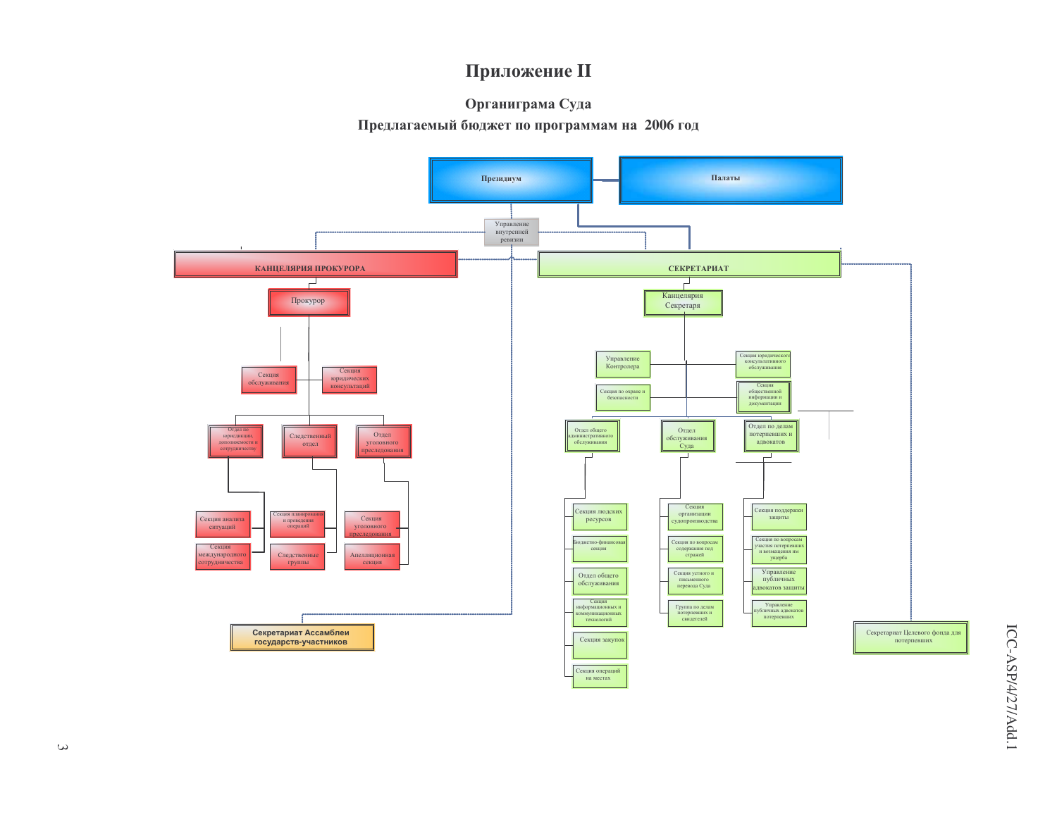# Приложение II

## Органиграмма Суда

## Предлагаемый бюджет по программам на 2006 год

- Президиум
- Палаты
- Управление внутренней ревизии
- КАНЦЕЛЯРИЯ ПРОКУРОРА
  - Прокурор
    - Секция обслуживания
    - Секция юридических консультаций
    - Отдел по юрисдикции, дополняемости и сотрудничеству
      - Секция анализа ситуаций
      - Секция международного сотрудничества
    - Следственный отдел
      - Секция планирования и проведения операций
      - Следственные группы
    - Отдел уголовного преследования
      - Секция уголовного преследования
      - Апелляционная секция
- СЕКРЕТАРИАТ
  - Канцелярия Секретаря
    - Управление Контролера
    - Секция юридического консультативного обслуживания
    - Секция по охране и безопасности
    - Секция общественной информации и документации
    - Отдел общего административного обслуживания
      - Секция людских ресурсов
      - Бюджетно-финансовая секция
      - Отдел общего обслуживания
      - Секция информационных и коммуникационных технологий
      - Секция закупок
      - Секция операций на местах
    - Отдел обслуживания Суда
      - Секция организации судопроизводства
      - Секция по вопросам содержания под стражей
      - Секция устного и письменного перевода Суда
      - Группа по делам потерпевших и свидетелей
    - Отдел по делам потерпевших и адвокатов
      - Секция поддержки защиты
      - Секция по вопросам участия потерпевших и возмещения им ущерба
      - Управление публичных адвокатов защиты
      - Управление публичных адвокатов потерпевших
- Секретариат Ассамблеи государств-участников
- Секретариат Целевого фонда для потерпевших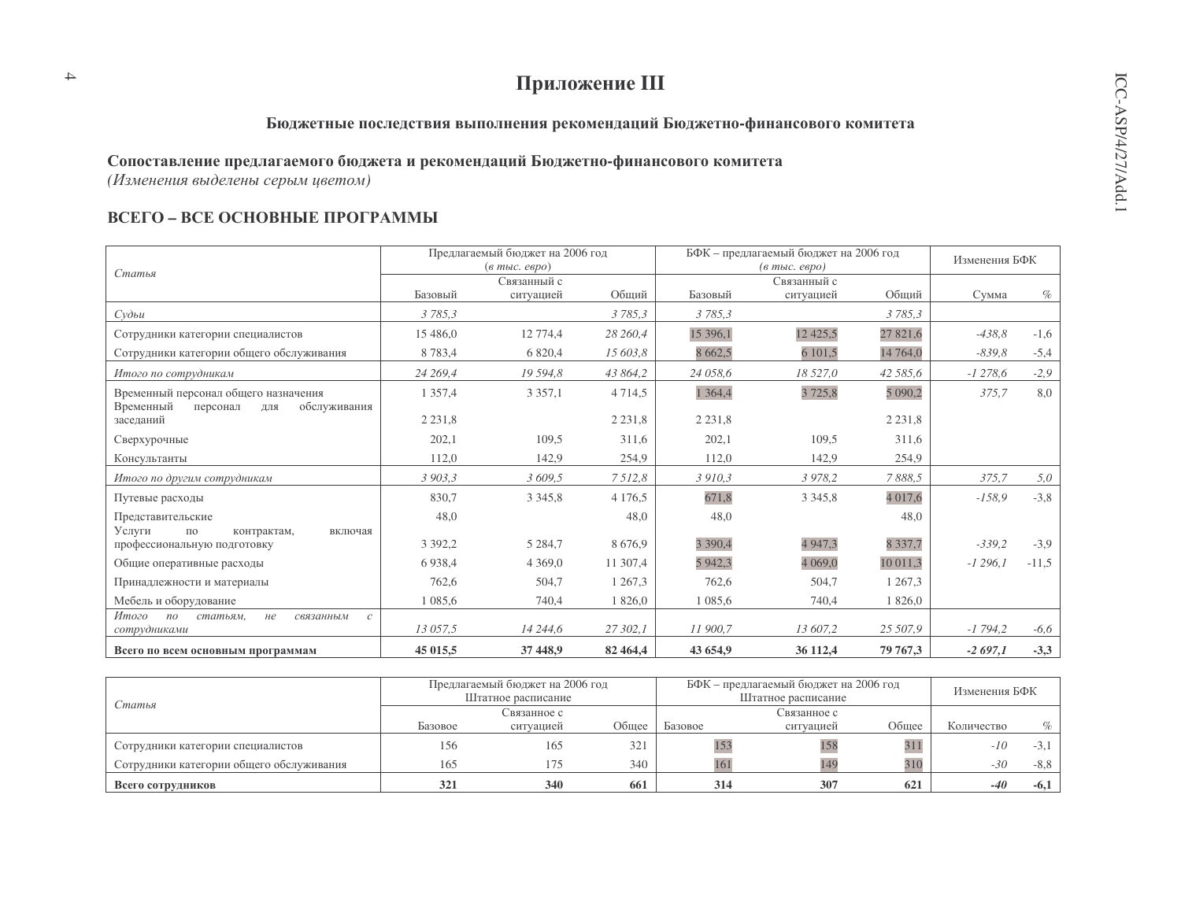# Приложение III

## Бюджетные последствия выполнения рекомендаций Бюджетно-финансового комитета

**Сопоставление предлагаемого бюджета и рекомендаций Бюджетно-финансового комитета**
*(Изменения выделены серым цветом)*

### ВСЕГО – ВСЕ ОСНОВНЫЕ ПРОГРАММЫ

| *Статья* | Предлагаемый бюджет на 2006 год (*в тыс. евро*) | | | БФК – предлагаемый бюджет на 2006 год (*в тыс. евро*) | | | Изменения БФК | |
|---|---|---|---|---|---|---|---|---|
| | Базовый | Связанный с ситуацией | Общий | Базовый | Связанный с ситуацией | Общий | Сумма | % |
| *Судьи* | *3 785,3* | | *3 785,3* | *3 785,3* | | *3 785,3* | | |
| Сотрудники категории специалистов | 15 486,0 | 12 774,4 | 28 260,4 | 15 396,1 | 12 425,5 | 27 821,6 | *-438,8* | -1,6 |
| Сотрудники категории общего обслуживания | 8 783,4 | 6 820,4 | 15 603,8 | 8 662,5 | 6 101,5 | 14 764,0 | *-839,8* | -5,4 |
| *Итого по сотрудникам* | *24 269,4* | *19 594,8* | *43 864,2* | *24 058,6* | *18 527,0* | *42 585,6* | *-1 278,6* | *-2,9* |
| Временный персонал общего назначения | 1 357,4 | 3 357,1 | 4 714,5 | 1 364,4 | 3 725,8 | 5 090,2 | *375,7* | 8,0 |
| Временный персонал для обслуживания заседаний | 2 231,8 | | 2 231,8 | 2 231,8 | | 2 231,8 | | |
| Сверхурочные | 202,1 | 109,5 | 311,6 | 202,1 | 109,5 | 311,6 | | |
| Консультанты | 112,0 | 142,9 | 254,9 | 112,0 | 142,9 | 254,9 | | |
| *Итого по другим сотрудникам* | *3 903,3* | *3 609,5* | *7 512,8* | *3 910,3* | *3 978,2* | *7 888,5* | *375,7* | *5,0* |
| Путевые расходы | 830,7 | 3 345,8 | 4 176,5 | 671,8 | 3 345,8 | 4 017,6 | *-158,9* | -3,8 |
| Представительские | 48,0 | | 48,0 | 48,0 | | 48,0 | | |
| Услуги по контрактам, включая профессиональную подготовку | 3 392,2 | 5 284,7 | 8 676,9 | 3 390,4 | 4 947,3 | 8 337,7 | *-339,2* | -3,9 |
| Общие оперативные расходы | 6 938,4 | 4 369,0 | 11 307,4 | 5 942,3 | 4 069,0 | 10 011,3 | *-1 296,1* | -11,5 |
| Принадлежности и материалы | 762,6 | 504,7 | 1 267,3 | 762,6 | 504,7 | 1 267,3 | | |
| Мебель и оборудование | 1 085,6 | 740,4 | 1 826,0 | 1 085,6 | 740,4 | 1 826,0 | | |
| *Итого по статьям, не связанным с сотрудниками* | *13 057,5* | *14 244,6* | *27 302,1* | *11 900,7* | *13 607,2* | *25 507,9* | *-1 794,2* | *-6,6* |
| **Всего по всем основным программам** | **45 015,5** | **37 448,9** | **82 464,4** | **43 654,9** | **36 112,4** | **79 767,3** | ***-2 697,1*** | **-3,3** |

| *Статья* | Предлагаемый бюджет на 2006 год Штатное расписание | | | БФК – предлагаемый бюджет на 2006 год Штатное расписание | | | Изменения БФК | |
|---|---|---|---|---|---|---|---|---|
| | Базовое | Связанное с ситуацией | Общее | Базовое | Связанное с ситуацией | Общее | Количество | % |
| Сотрудники категории специалистов | 156 | 165 | 321 | 153 | 158 | 311 | *-10* | -3,1 |
| Сотрудники категории общего обслуживания | 165 | 175 | 340 | 161 | 149 | 310 | *-30* | -8,8 |
| **Всего сотрудников** | **321** | **340** | **661** | **314** | **307** | **621** | ***-40*** | **-6,1** |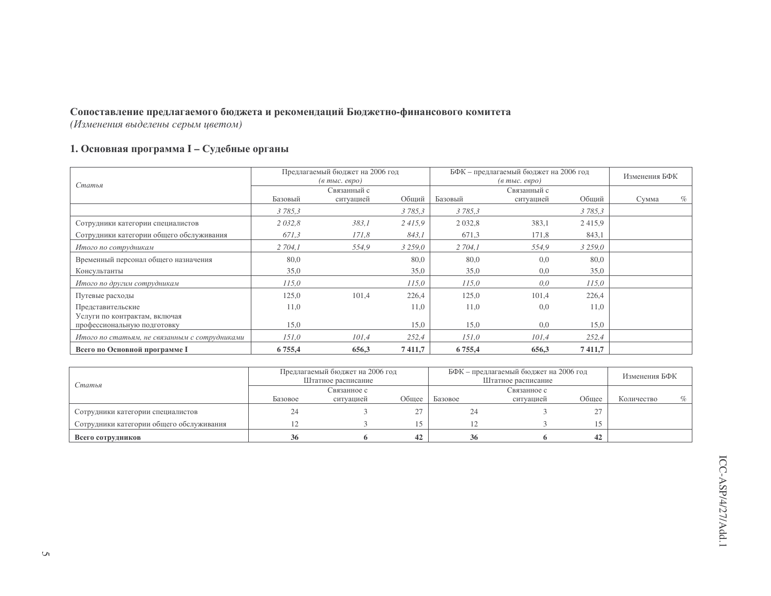**Сопоставление предлагаемого бюджета и рекомендаций Бюджетно-финансового комитета**
*(Изменения выделены серым цветом)*

## 1. Основная программа I – Судебные органы

| *Статья* | Предлагаемый бюджет на 2006 год (*в тыс. евро*) | | | БФК – предлагаемый бюджет на 2006 год (*в тыс. евро*) | | | Изменения БФК | |
|---|---|---|---|---|---|---|---|---|
| | Базовый | Связанный с ситуацией | Общий | Базовый | Связанный с ситуацией | Общий | Сумма | % |
| | *3 785,3* | | *3 785,3* | *3 785,3* | | *3 785,3* | | |
| Сотрудники категории специалистов | *2 032,8* | *383,1* | *2 415,9* | 2 032,8 | 383,1 | 2 415,9 | | |
| Сотрудники категории общего обслуживания | *671,3* | *171,8* | *843,1* | 671,3 | 171,8 | 843,1 | | |
| *Итого по сотрудникам* | *2 704,1* | *554,9* | *3 259,0* | *2 704,1* | *554,9* | *3 259,0* | | |
| Временный персонал общего назначения | 80,0 | | 80,0 | 80,0 | 0,0 | 80,0 | | |
| Консультанты | 35,0 | | 35,0 | 35,0 | 0,0 | 35,0 | | |
| *Итого по другим сотрудникам* | *115,0* | | *115,0* | *115,0* | *0,0* | *115,0* | | |
| Путевые расходы | 125,0 | 101,4 | 226,4 | 125,0 | 101,4 | 226,4 | | |
| Представительские | 11,0 | | 11,0 | 11,0 | 0,0 | 11,0 | | |
| Услуги по контрактам, включая профессиональную подготовку | 15,0 | | 15,0 | 15,0 | 0,0 | 15,0 | | |
| *Итого по статьям, не связанным с сотрудниками* | *151,0* | *101,4* | *252,4* | *151,0* | *101,4* | *252,4* | | |
| **Всего по Основной программе I** | **6 755,4** | **656,3** | **7 411,7** | **6 755,4** | **656,3** | **7 411,7** | | |

| *Статья* | Предлагаемый бюджет на 2006 год Штатное расписание | | | БФК – предлагаемый бюджет на 2006 год Штатное расписание | | | Изменения БФК | |
|---|---|---|---|---|---|---|---|---|
| | Базовое | Связанное с ситуацией | Общее | Базовое | Связанное с ситуацией | Общее | Количество | % |
| Сотрудники категории специалистов | 24 | 3 | 27 | 24 | 3 | 27 | | |
| Сотрудники категории общего обслуживания | 12 | 3 | 15 | 12 | 3 | 15 | | |
| **Всего сотрудников** | **36** | **6** | **42** | **36** | **6** | **42** | | |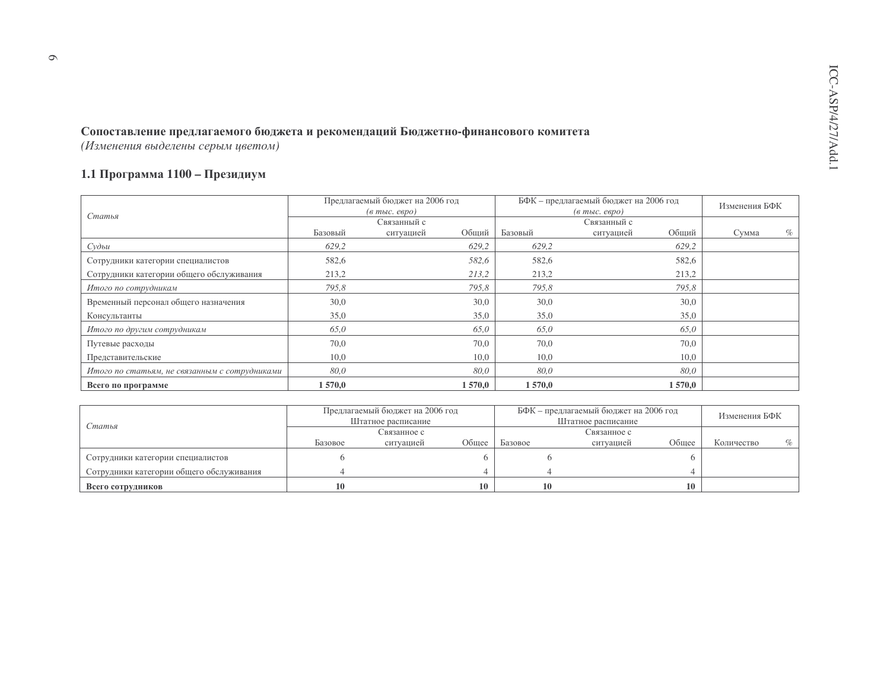**Сопоставление предлагаемого бюджета и рекомендаций Бюджетно-финансового комитета**
*(Изменения выделены серым цветом)*

### 1.1 Программа 1100 – Президиум

| Статья | Предлагаемый бюджет на 2006 год (в тыс. евро) | | | БФК – предлагаемый бюджет на 2006 год (в тыс. евро) | | | Изменения БФК | |
|---|---|---|---|---|---|---|---|---|
| | Базовый | Связанный с ситуацией | Общий | Базовый | Связанный с ситуацией | Общий | Сумма | % |
| *Судьи* | *629,2* | | *629,2* | *629,2* | | *629,2* | | |
| Сотрудники категории специалистов | 582,6 | | *582,6* | 582,6 | | 582,6 | | |
| Сотрудники категории общего обслуживания | 213,2 | | *213,2* | 213,2 | | 213,2 | | |
| *Итого по сотрудникам* | *795,8* | | *795,8* | *795,8* | | *795,8* | | |
| Временный персонал общего назначения | 30,0 | | 30,0 | 30,0 | | 30,0 | | |
| Консультанты | 35,0 | | 35,0 | 35,0 | | 35,0 | | |
| *Итого по другим сотрудникам* | *65,0* | | *65,0* | *65,0* | | *65,0* | | |
| Путевые расходы | 70,0 | | 70,0 | 70,0 | | 70,0 | | |
| Представительские | 10,0 | | 10,0 | 10,0 | | 10,0 | | |
| *Итого по статьям, не связанным с сотрудниками* | *80,0* | | *80,0* | *80,0* | | *80,0* | | |
| **Всего по программе** | **1 570,0** | | **1 570,0** | **1 570,0** | | **1 570,0** | | |

| Статья | Предлагаемый бюджет на 2006 год Штатное расписание | | | БФК – предлагаемый бюджет на 2006 год Штатное расписание | | | Изменения БФК | |
|---|---|---|---|---|---|---|---|---|
| | Базовое | Связанное с ситуацией | Общее | Базовое | Связанное с ситуацией | Общее | Количество | % |
| Сотрудники категории специалистов | 6 | | 6 | 6 | | 6 | | |
| Сотрудники категории общего обслуживания | 4 | | 4 | 4 | | 4 | | |
| **Всего сотрудников** | **10** | | **10** | **10** | | **10** | | |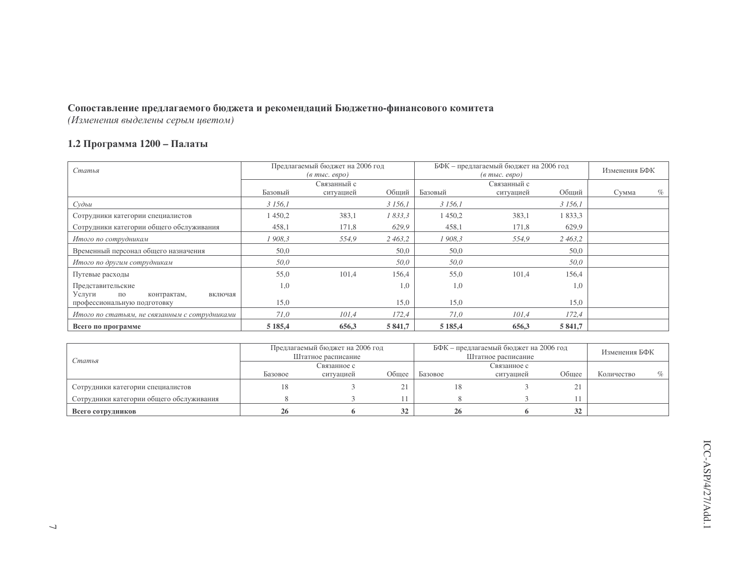**Сопоставление предлагаемого бюджета и рекомендаций Бюджетно-финансового комитета**
*(Изменения выделены серым цветом)*

## 1.2 Программа 1200 – Палаты

| *Статья* | Предлагаемый бюджет на 2006 год *(в тыс. евро)* | | | БФК – предлагаемый бюджет на 2006 год *(в тыс. евро)* | | | Изменения БФК | |
|---|---|---|---|---|---|---|---|---|
| | Базовый | Связанный с ситуацией | Общий | Базовый | Связанный с ситуацией | Общий | Сумма | % |
| *Судьи* | *3 156,1* | | *3 156,1* | *3 156,1* | | *3 156,1* | | |
| Сотрудники категории специалистов | 1 450,2 | 383,1 | *1 833,3* | 1 450,2 | 383,1 | 1 833,3 | | |
| Сотрудники категории общего обслуживания | 458,1 | 171,8 | *629,9* | 458,1 | 171,8 | 629,9 | | |
| *Итого по сотрудникам* | *1 908,3* | *554,9* | *2 463,2* | *1 908,3* | *554,9* | *2 463,2* | | |
| Временный персонал общего назначения | 50,0 | | 50,0 | 50,0 | | 50,0 | | |
| *Итого по другим сотрудникам* | *50,0* | | *50,0* | *50,0* | | *50,0* | | |
| Путевые расходы | 55,0 | 101,4 | 156,4 | 55,0 | 101,4 | 156,4 | | |
| Представительские | 1,0 | | 1,0 | 1,0 | | 1,0 | | |
| Услуги по контрактам, включая профессиональную подготовку | 15,0 | | 15,0 | 15,0 | | 15,0 | | |
| *Итого по статьям, не связанным с сотрудниками* | *71,0* | *101,4* | *172,4* | *71,0* | *101,4* | *172,4* | | |
| **Всего по программе** | **5 185,4** | **656,3** | **5 841,7** | **5 185,4** | **656,3** | **5 841,7** | | |

| *Статья* | Предлагаемый бюджет на 2006 год Штатное расписание | | | БФК – предлагаемый бюджет на 2006 год Штатное расписание | | | Изменения БФК | |
|---|---|---|---|---|---|---|---|---|
| | Базовое | Связанное с ситуацией | Общее | Базовое | Связанное с ситуацией | Общее | Количество | % |
| Сотрудники категории специалистов | 18 | 3 | 21 | 18 | 3 | 21 | | |
| Сотрудники категории общего обслуживания | 8 | 3 | 11 | 8 | 3 | 11 | | |
| **Всего сотрудников** | **26** | **6** | **32** | **26** | **6** | **32** | | |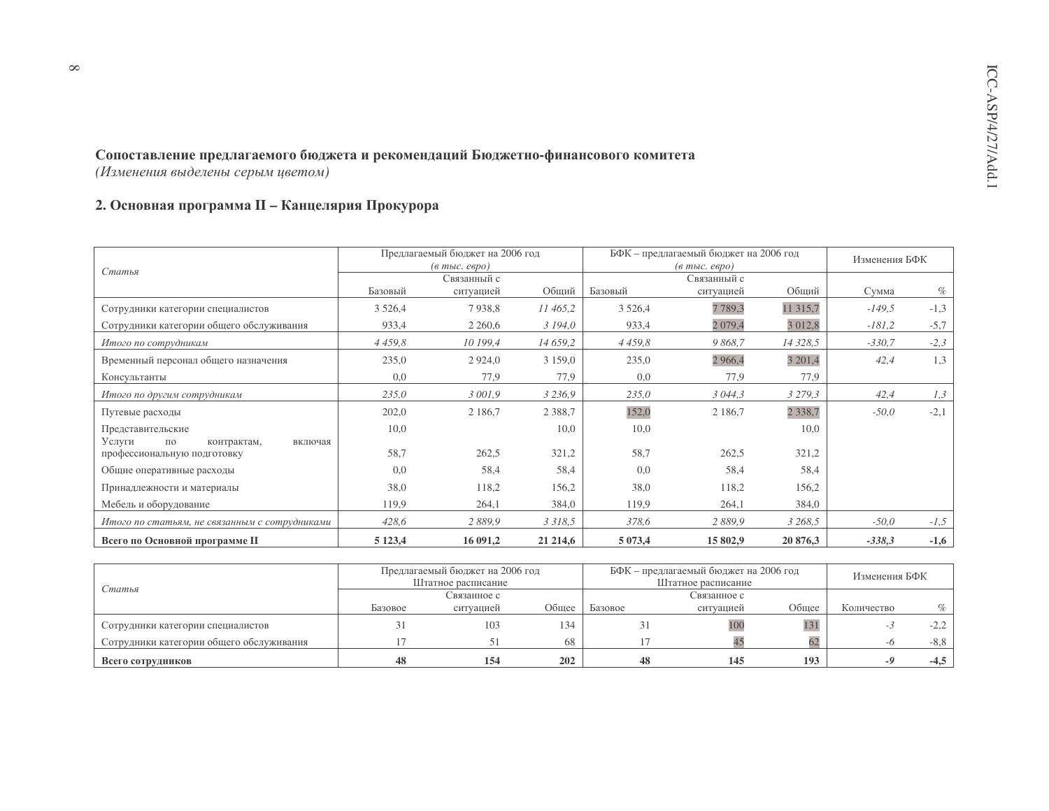**Сопоставление предлагаемого бюджета и рекомендаций Бюджетно-финансового комитета**
*(Изменения выделены серым цветом)*

## 2. Основная программа II – Канцелярия Прокурора

| *Статья* | Предлагаемый бюджет на 2006 год *(в тыс. евро)* | | | БФК – предлагаемый бюджет на 2006 год *(в тыс. евро)* | | | Изменения БФК | |
|---|---|---|---|---|---|---|---|---|
| | Базовый | Связанный с ситуацией | Общий | Базовый | Связанный с ситуацией | Общий | Сумма | % |
| Сотрудники категории специалистов | 3 526,4 | 7 938,8 | *11 465,2* | 3 526,4 | 7 789,3 | 11 315,7 | *-149,5* | -1,3 |
| Сотрудники категории общего обслуживания | 933,4 | 2 260,6 | *3 194,0* | 933,4 | 2 079,4 | 3 012,8 | *-181,2* | -5,7 |
| *Итого по сотрудникам* | *4 459,8* | *10 199,4* | *14 659,2* | *4 459,8* | *9 868,7* | *14 328,5* | *-330,7* | *-2,3* |
| Временный персонал общего назначения | 235,0 | 2 924,0 | 3 159,0 | 235,0 | 2 966,4 | 3 201,4 | *42,4* | 1,3 |
| Консультанты | 0,0 | 77,9 | 77,9 | 0,0 | 77,9 | 77,9 | | |
| *Итого по другим сотрудникам* | *235,0* | *3 001,9* | *3 236,9* | *235,0* | *3 044,3* | *3 279,3* | *42,4* | *1,3* |
| Путевые расходы | 202,0 | 2 186,7 | 2 388,7 | 152,0 | 2 186,7 | 2 338,7 | *-50,0* | -2,1 |
| Представительские | 10,0 | | 10,0 | 10,0 | | 10,0 | | |
| Услуги по контрактам, включая профессиональную подготовку | 58,7 | 262,5 | 321,2 | 58,7 | 262,5 | 321,2 | | |
| Общие оперативные расходы | 0,0 | 58,4 | 58,4 | 0,0 | 58,4 | 58,4 | | |
| Принадлежности и материалы | 38,0 | 118,2 | 156,2 | 38,0 | 118,2 | 156,2 | | |
| Мебель и оборудование | 119,9 | 264,1 | 384,0 | 119,9 | 264,1 | 384,0 | | |
| *Итого по статьям, не связанным с сотрудниками* | *428,6* | *2 889,9* | *3 318,5* | *378,6* | *2 889,9* | *3 268,5* | *-50,0* | *-1,5* |
| **Всего по Основной программе II** | **5 123,4** | **16 091,2** | **21 214,6** | **5 073,4** | **15 802,9** | **20 876,3** | ***-338,3*** | **-1,6** |

| *Статья* | Предлагаемый бюджет на 2006 год Штатное расписание | | | БФК – предлагаемый бюджет на 2006 год Штатное расписание | | | Изменения БФК | |
|---|---|---|---|---|---|---|---|---|
| | Базовое | Связанное с ситуацией | Общее | Базовое | Связанное с ситуацией | Общее | Количество | % |
| Сотрудники категории специалистов | 31 | 103 | 134 | 31 | 100 | 131 | *-3* | -2,2 |
| Сотрудники категории общего обслуживания | 17 | 51 | 68 | 17 | 45 | 62 | *-6* | -8,8 |
| **Всего сотрудников** | **48** | **154** | **202** | **48** | **145** | **193** | ***-9*** | **-4,5** |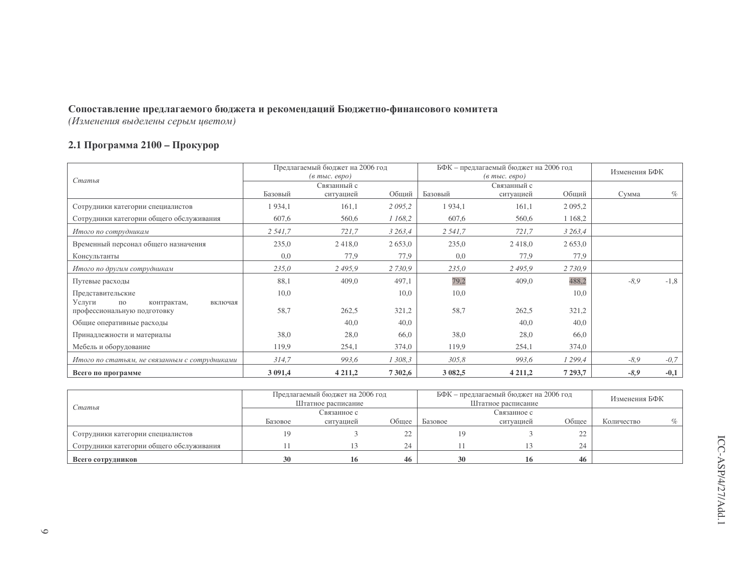**Сопоставление предлагаемого бюджета и рекомендаций Бюджетно-финансового комитета**

*(Изменения выделены серым цветом)*

## 2.1 Программа 2100 – Прокурор

| *Статья* | Предлагаемый бюджет на 2006 год *(в тыс. евро)* | | | БФК – предлагаемый бюджет на 2006 год *(в тыс. евро)* | | | Изменения БФК | |
|---|---|---|---|---|---|---|---|---|
| | Базовый | Связанный с ситуацией | Общий | Базовый | Связанный с ситуацией | Общий | Сумма | % |
| Сотрудники категории специалистов | 1 934,1 | 161,1 | *2 095,2* | 1 934,1 | 161,1 | 2 095,2 | | |
| Сотрудники категории общего обслуживания | 607,6 | 560,6 | *1 168,2* | 607,6 | 560,6 | 1 168,2 | | |
| *Итого по сотрудникам* | *2 541,7* | *721,7* | *3 263,4* | *2 541,7* | *721,7* | *3 263,4* | | |
| Временный персонал общего назначения | 235,0 | 2 418,0 | 2 653,0 | 235,0 | 2 418,0 | 2 653,0 | | |
| Консультанты | 0,0 | 77,9 | 77,9 | 0,0 | 77,9 | 77,9 | | |
| *Итого по другим сотрудникам* | *235,0* | *2 495,9* | *2 730,9* | *235,0* | *2 495,9* | *2 730,9* | | |
| Путевые расходы | 88,1 | 409,0 | 497,1 | 79,2 | 409,0 | 488,2 | -8,9 | -1,8 |
| Представительские | 10,0 | | 10,0 | 10,0 | | 10,0 | | |
| Услуги по контрактам, включая профессиональную подготовку | 58,7 | 262,5 | 321,2 | 58,7 | 262,5 | 321,2 | | |
| Общие оперативные расходы | | 40,0 | 40,0 | | 40,0 | 40,0 | | |
| Принадлежности и материалы | 38,0 | 28,0 | 66,0 | 38,0 | 28,0 | 66,0 | | |
| Мебель и оборудование | 119,9 | 254,1 | 374,0 | 119,9 | 254,1 | 374,0 | | |
| *Итого по статьям, не связанным с сотрудниками* | *314,7* | *993,6* | *1 308,3* | *305,8* | *993,6* | *1 299,4* | *-8,9* | *-0,7* |
| **Всего по программе** | **3 091,4** | **4 211,2** | **7 302,6** | **3 082,5** | **4 211,2** | **7 293,7** | ***-8,9*** | **-0,1** |

| *Статья* | Предлагаемый бюджет на 2006 год Штатное расписание | | | БФК – предлагаемый бюджет на 2006 год Штатное расписание | | | Изменения БФК | |
|---|---|---|---|---|---|---|---|---|
| | Базовое | Связанное с ситуацией | Общее | Базовое | Связанное с ситуацией | Общее | Количество | % |
| Сотрудники категории специалистов | 19 | 3 | 22 | 19 | 3 | 22 | | |
| Сотрудники категории общего обслуживания | 11 | 13 | 24 | 11 | 13 | 24 | | |
| **Всего сотрудников** | **30** | **16** | **46** | **30** | **16** | **46** | | |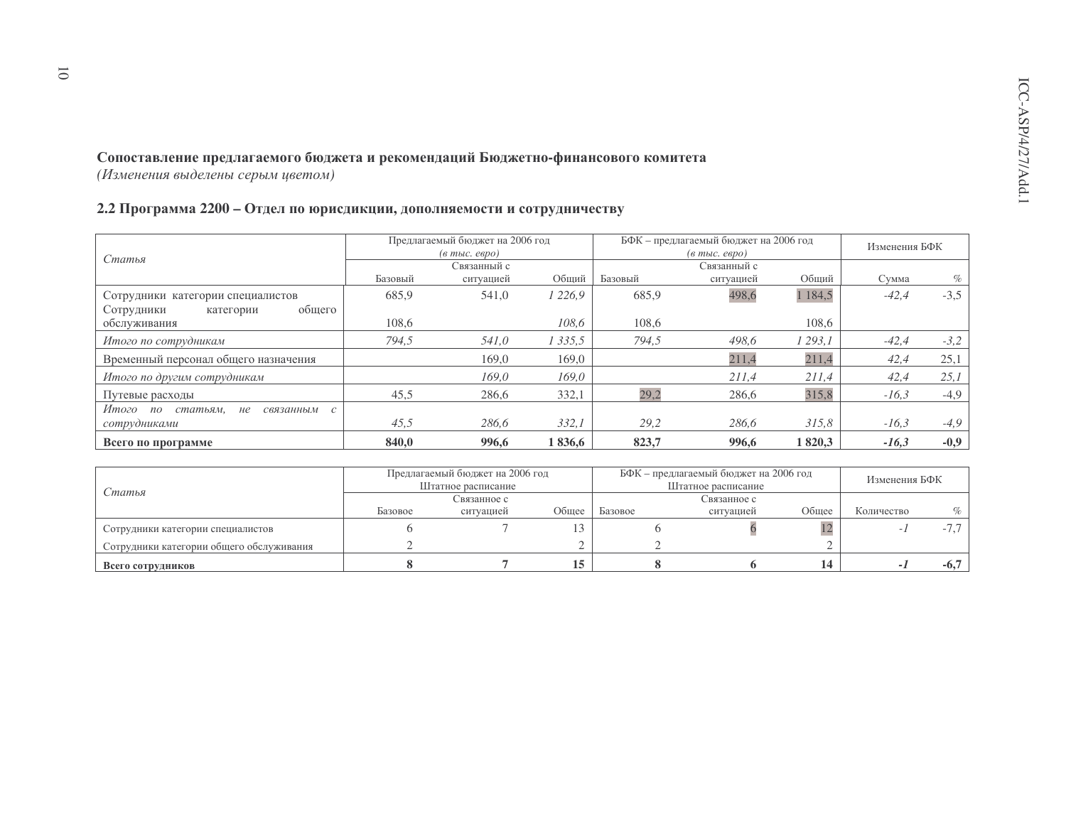**Сопоставление предлагаемого бюджета и рекомендаций Бюджетно-финансового комитета**
*(Изменения выделены серым цветом)*

## 2.2 Программа 2200 – Отдел по юрисдикции, дополняемости и сотрудничеству

| *Статья* | Предлагаемый бюджет на 2006 год (*в тыс. евро*) | | | БФК – предлагаемый бюджет на 2006 год (*в тыс. евро*) | | | Изменения БФК | |
|---|---|---|---|---|---|---|---|---|
| | Базовый | Связанный с ситуацией | Общий | Базовый | Связанный с ситуацией | Общий | Сумма | % |
| Сотрудники категории специалистов | 685,9 | 541,0 | *1 226,9* | 685,9 | 498,6 | 1 184,5 | *-42,4* | -3,5 |
| Сотрудники категории общего обслуживания | 108,6 | | *108,6* | 108,6 | | 108,6 | | |
| *Итого по сотрудникам* | *794,5* | *541,0* | *1 335,5* | *794,5* | *498,6* | *1 293,1* | *-42,4* | *-3,2* |
| Временный персонал общего назначения | | 169,0 | 169,0 | | 211,4 | 211,4 | *42,4* | 25,1 |
| *Итого по другим сотрудникам* | | *169,0* | *169,0* | | *211,4* | *211,4* | *42,4* | *25,1* |
| Путевые расходы | 45,5 | 286,6 | 332,1 | 29,2 | 286,6 | 315,8 | *-16,3* | -4,9 |
| *Итого по статьям, не связанным с сотрудниками* | *45,5* | *286,6* | *332,1* | *29,2* | *286,6* | *315,8* | *-16,3* | *-4,9* |
| **Всего по программе** | **840,0** | **996,6** | **1 836,6** | **823,7** | **996,6** | **1 820,3** | ***-16,3*** | **-0,9** |

| *Статья* | Предлагаемый бюджет на 2006 год Штатное расписание | | | БФК – предлагаемый бюджет на 2006 год Штатное расписание | | | Изменения БФК | |
|---|---|---|---|---|---|---|---|---|
| | Базовое | Связанное с ситуацией | Общее | Базовое | Связанное с ситуацией | Общее | Количество | % |
| Сотрудники категории специалистов | 6 | 7 | 13 | 6 | 6 | 12 | *-1* | -7,7 |
| Сотрудники категории общего обслуживания | 2 | | 2 | 2 | | 2 | | |
| **Всего сотрудников** | **8** | **7** | **15** | **8** | **6** | **14** | ***-1*** | **-6,7** |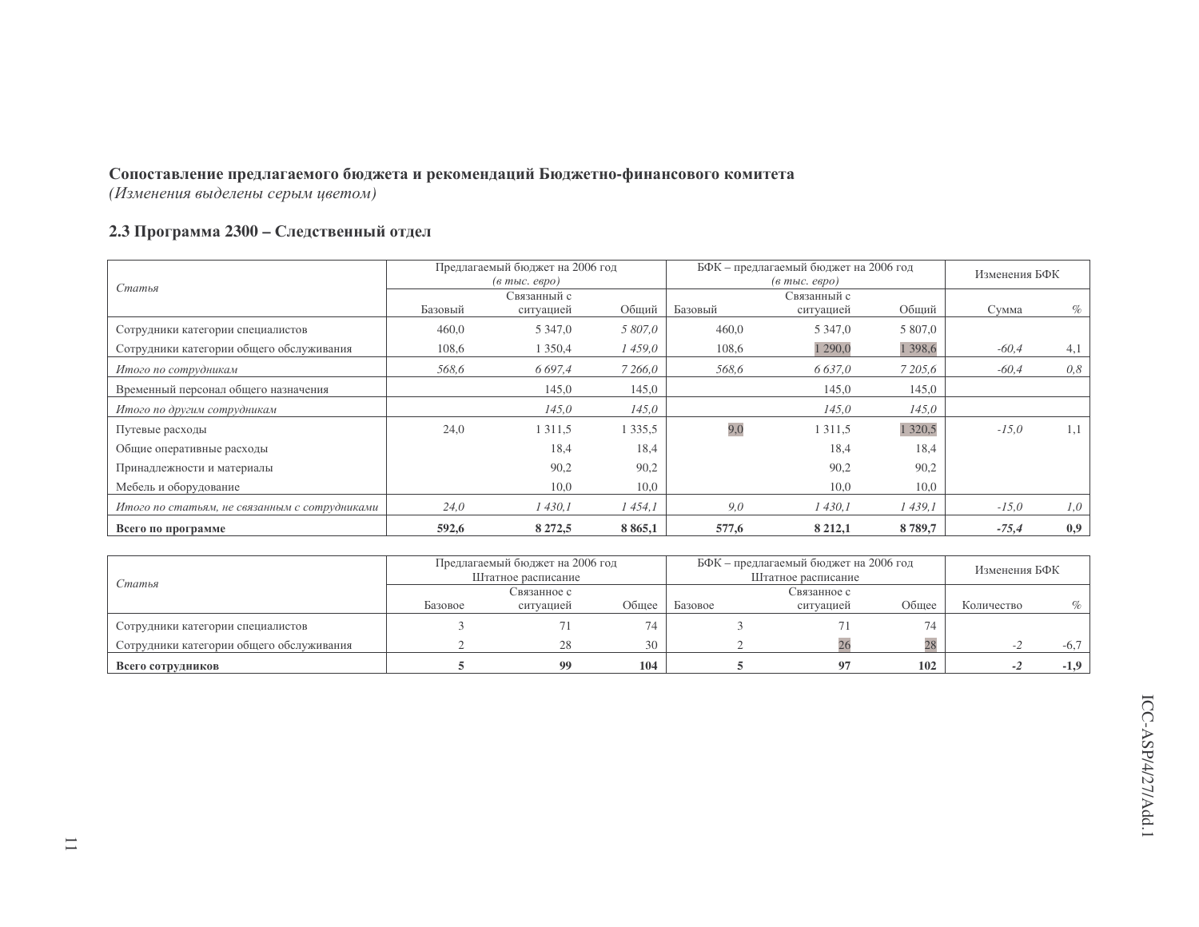**Сопоставление предлагаемого бюджета и рекомендаций Бюджетно-финансового комитета**
*(Изменения выделены серым цветом)*

## 2.3 Программа 2300 – Следственный отдел

| *Статья* | Предлагаемый бюджет на 2006 год *(в тыс. евро)* | | | БФК – предлагаемый бюджет на 2006 год *(в тыс. евро)* | | | Изменения БФК | |
|---|---|---|---|---|---|---|---|---|
| | Базовый | Связанный с ситуацией | Общий | Базовый | Связанный с ситуацией | Общий | Сумма | % |
| Сотрудники категории специалистов | 460,0 | 5 347,0 | *5 807,0* | 460,0 | 5 347,0 | 5 807,0 | | |
| Сотрудники категории общего обслуживания | 108,6 | 1 350,4 | *1 459,0* | 108,6 | 1 290,0 | 1 398,6 | *-60,4* | 4,1 |
| *Итого по сотрудникам* | *568,6* | *6 697,4* | *7 266,0* | *568,6* | *6 637,0* | *7 205,6* | *-60,4* | *0,8* |
| Временный персонал общего назначения | | 145,0 | 145,0 | | 145,0 | 145,0 | | |
| *Итого по другим сотрудникам* | | *145,0* | *145,0* | | *145,0* | *145,0* | | |
| Путевые расходы | 24,0 | 1 311,5 | 1 335,5 | 9,0 | 1 311,5 | 1 320,5 | *-15,0* | 1,1 |
| Общие оперативные расходы | | 18,4 | 18,4 | | 18,4 | 18,4 | | |
| Принадлежности и материалы | | 90,2 | 90,2 | | 90,2 | 90,2 | | |
| Мебель и оборудование | | 10,0 | 10,0 | | 10,0 | 10,0 | | |
| *Итого по статьям, не связанным с сотрудниками* | *24,0* | *1 430,1* | *1 454,1* | *9,0* | *1 430,1* | *1 439,1* | *-15,0* | *1,0* |
| **Всего по программе** | **592,6** | **8 272,5** | **8 865,1** | **577,6** | **8 212,1** | **8 789,7** | ***-75,4*** | **0,9** |

| *Статья* | Предлагаемый бюджет на 2006 год Штатное расписание | | | БФК – предлагаемый бюджет на 2006 год Штатное расписание | | | Изменения БФК | |
|---|---|---|---|---|---|---|---|---|
| | Базовое | Связанное с ситуацией | Общее | Базовое | Связанное с ситуацией | Общее | Количество | % |
| Сотрудники категории специалистов | 3 | 71 | 74 | 3 | 71 | 74 | | |
| Сотрудники категории общего обслуживания | 2 | 28 | 30 | 2 | 26 | 28 | *-2* | -6,7 |
| **Всего сотрудников** | **5** | **99** | **104** | **5** | **97** | **102** | ***-2*** | **-1,9** |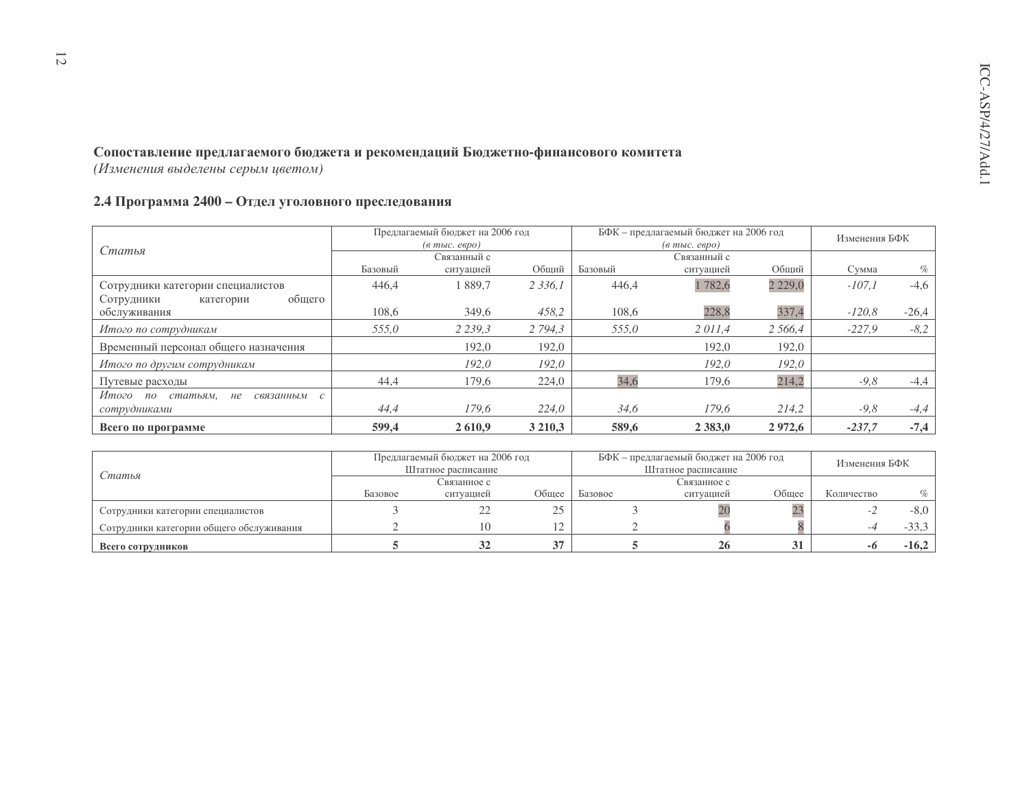**Сопоставление предлагаемого бюджета и рекомендаций Бюджетно-финансового комитета**
*(Изменения выделены серым цветом)*

## 2.4 Программа 2400 – Отдел уголовного преследования

| *Статья* | Предлагаемый бюджет на 2006 год *(в тыс. евро)* | | | БФК – предлагаемый бюджет на 2006 год *(в тыс. евро)* | | | Изменения БФК | |
|---|---|---|---|---|---|---|---|---|
| | Базовый | Связанный с ситуацией | Общий | Базовый | Связанный с ситуацией | Общий | Сумма | % |
| Сотрудники категории специалистов | 446,4 | 1 889,7 | *2 336,1* | 446,4 | 1 782,6 | 2 229,0 | *-107,1* | -4,6 |
| Сотрудники категории общего обслуживания | 108,6 | 349,6 | *458,2* | 108,6 | 228,8 | 337,4 | *-120,8* | -26,4 |
| *Итого по сотрудникам* | *555,0* | *2 239,3* | *2 794,3* | *555,0* | *2 011,4* | *2 566,4* | *-227,9* | *-8,2* |
| Временный персонал общего назначения | | 192,0 | 192,0 | | 192,0 | 192,0 | | |
| *Итого по другим сотрудникам* | | *192,0* | *192,0* | | *192,0* | *192,0* | | |
| Путевые расходы | 44,4 | 179,6 | 224,0 | 34,6 | 179,6 | 214,2 | *-9,8* | -4,4 |
| *Итого по статьям, не связанным с сотрудниками* | *44,4* | *179,6* | *224,0* | *34,6* | *179,6* | *214,2* | *-9,8* | *-4,4* |
| **Всего по программе** | **599,4** | **2 610,9** | **3 210,3** | **589,6** | **2 383,0** | **2 972,6** | ***-237,7*** | **-7,4** |

| *Статья* | Предлагаемый бюджет на 2006 год Штатное расписание | | | БФК – предлагаемый бюджет на 2006 год Штатное расписание | | | Изменения БФК | |
|---|---|---|---|---|---|---|---|---|
| | Базовое | Связанное с ситуацией | Общее | Базовое | Связанное с ситуацией | Общее | Количество | % |
| Сотрудники категории специалистов | 3 | 22 | 25 | 3 | 20 | 23 | *-2* | -8,0 |
| Сотрудники категории общего обслуживания | 2 | 10 | 12 | 2 | 6 | 8 | *-4* | -33,3 |
| **Всего сотрудников** | **5** | **32** | **37** | **5** | **26** | **31** | ***-6*** | **-16,2** |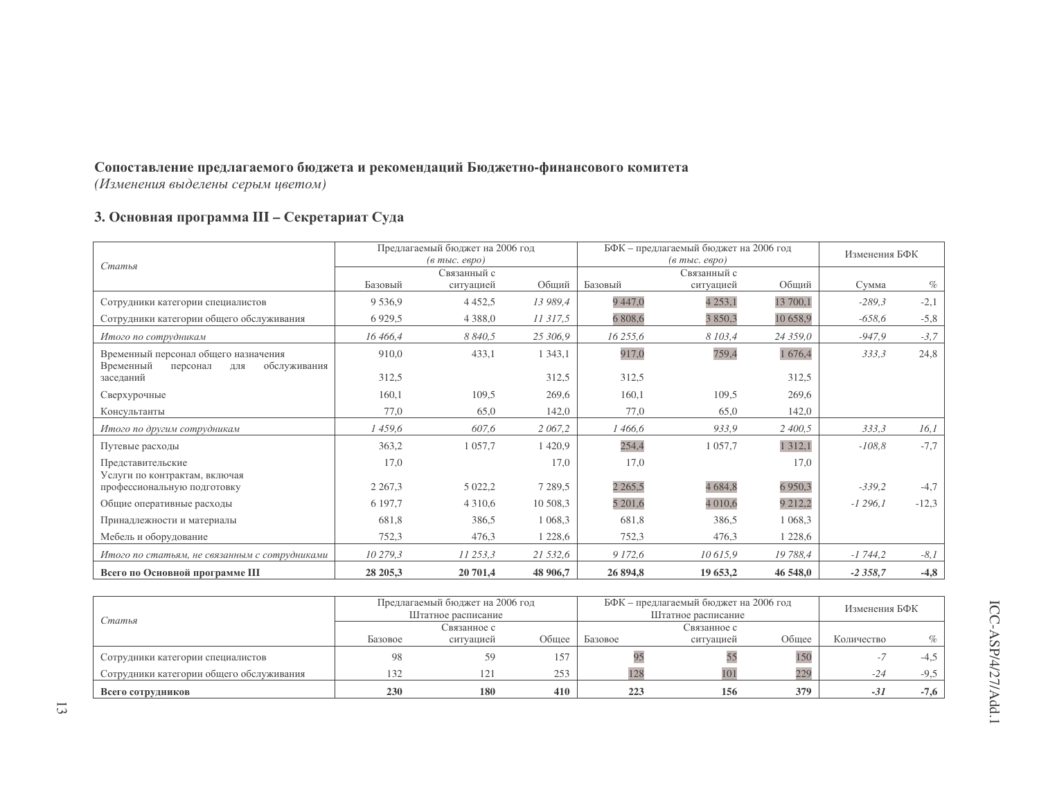**Сопоставление предлагаемого бюджета и рекомендаций Бюджетно-финансового комитета**
*(Изменения выделены серым цветом)*

### 3. Основная программа III – Секретариат Суда

| *Статья* | Предлагаемый бюджет на 2006 год *(в тыс. евро)* | | | БФК – предлагаемый бюджет на 2006 год *(в тыс. евро)* | | | Изменения БФК | |
|---|---|---|---|---|---|---|---|---|
| | Базовый | Связанный с ситуацией | Общий | Базовый | Связанный с ситуацией | Общий | Сумма | % |
| Сотрудники категории специалистов | 9 536,9 | 4 452,5 | *13 989,4* | 9 447,0 | 4 253,1 | 13 700,1 | *-289,3* | -2,1 |
| Сотрудники категории общего обслуживания | 6 929,5 | 4 388,0 | *11 317,5* | 6 808,6 | 3 850,3 | 10 658,9 | *-658,6* | -5,8 |
| *Итого по сотрудникам* | *16 466,4* | *8 840,5* | *25 306,9* | *16 255,6* | *8 103,4* | *24 359,0* | *-947,9* | *-3,7* |
| Временный персонал общего назначения | 910,0 | 433,1 | 1 343,1 | 917,0 | 759,4 | 1 676,4 | *333,3* | 24,8 |
| Временный персонал для обслуживания заседаний | 312,5 | | 312,5 | 312,5 | | 312,5 | | |
| Сверхурочные | 160,1 | 109,5 | 269,6 | 160,1 | 109,5 | 269,6 | | |
| Консультанты | 77,0 | 65,0 | 142,0 | 77,0 | 65,0 | 142,0 | | |
| *Итого по другим сотрудникам* | *1 459,6* | *607,6* | *2 067,2* | *1 466,6* | *933,9* | *2 400,5* | *333,3* | *16,1* |
| Путевые расходы | 363,2 | 1 057,7 | 1 420,9 | 254,4 | 1 057,7 | 1 312,1 | *-108,8* | -7,7 |
| Представительские | 17,0 | | 17,0 | 17,0 | | 17,0 | | |
| Услуги по контрактам, включая профессиональную подготовку | 2 267,3 | 5 022,2 | 7 289,5 | 2 265,5 | 4 684,8 | 6 950,3 | *-339,2* | -4,7 |
| Общие оперативные расходы | 6 197,7 | 4 310,6 | 10 508,3 | 5 201,6 | 4 010,6 | 9 212,2 | *-1 296,1* | -12,3 |
| Принадлежности и материалы | 681,8 | 386,5 | 1 068,3 | 681,8 | 386,5 | 1 068,3 | | |
| Мебель и оборудование | 752,3 | 476,3 | 1 228,6 | 752,3 | 476,3 | 1 228,6 | | |
| *Итого по статьям, не связанным с сотрудниками* | *10 279,3* | *11 253,3* | *21 532,6* | *9 172,6* | *10 615,9* | *19 788,4* | *-1 744,2* | *-8,1* |
| **Всего по Основной программе III** | **28 205,3** | **20 701,4** | **48 906,7** | **26 894,8** | **19 653,2** | **46 548,0** | ***-2 358,7*** | **-4,8** |

| *Статья* | Предлагаемый бюджет на 2006 год Штатное расписание | | | БФК – предлагаемый бюджет на 2006 год Штатное расписание | | | Изменения БФК | |
|---|---|---|---|---|---|---|---|---|
| | Базовое | Связанное с ситуацией | Общее | Базовое | Связанное с ситуацией | Общее | Количество | % |
| Сотрудники категории специалистов | 98 | 59 | 157 | 95 | 55 | 150 | *-7* | -4,5 |
| Сотрудники категории общего обслуживания | 132 | 121 | 253 | 128 | 101 | 229 | *-24* | -9,5 |
| **Всего сотрудников** | **230** | **180** | **410** | **223** | **156** | **379** | ***-31*** | **-7,6** |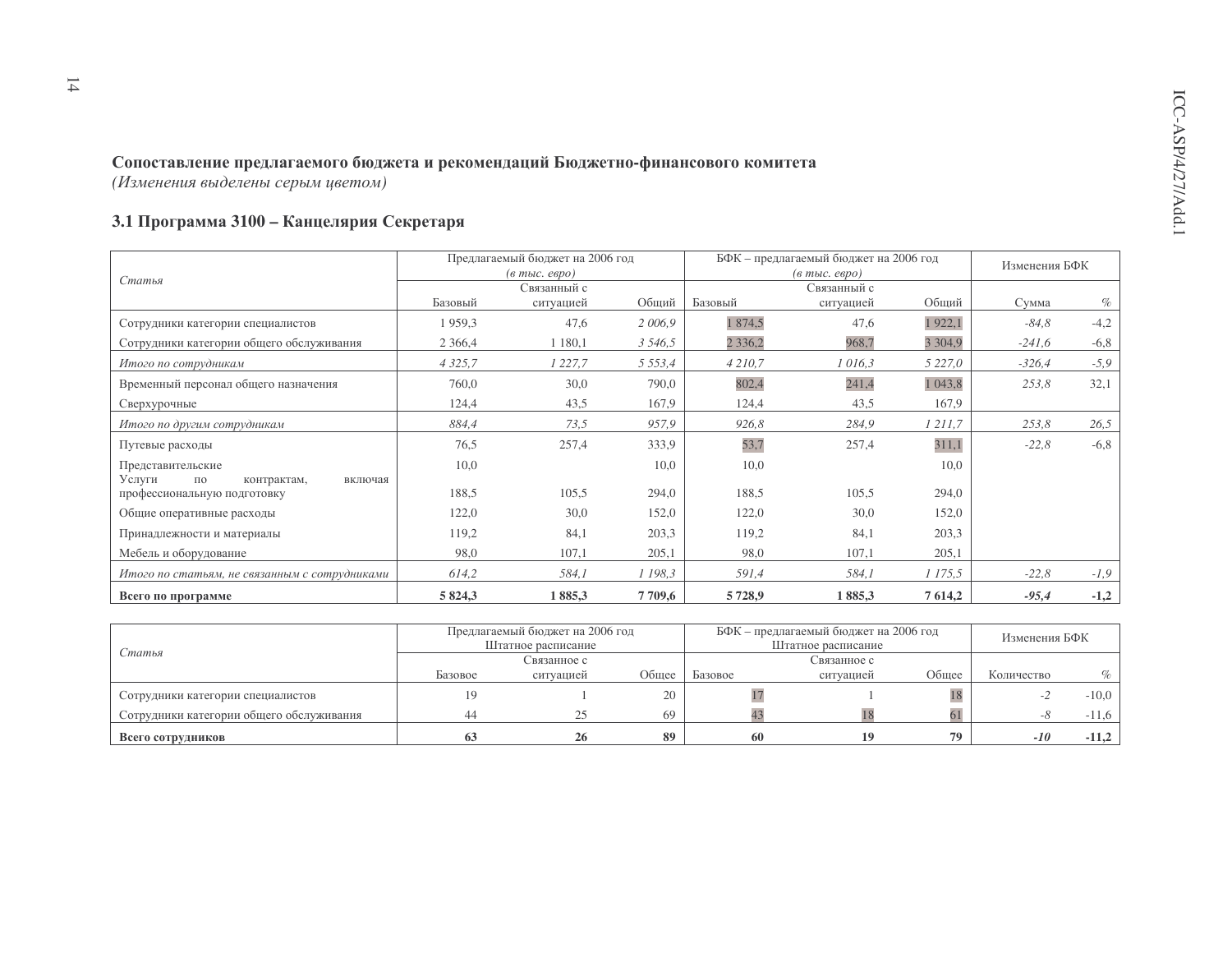**Сопоставление предлагаемого бюджета и рекомендаций Бюджетно-финансового комитета**

*(Изменения выделены серым цветом)*

### 3.1 Программа 3100 – Канцелярия Секретаря

| *Статья* | Предлагаемый бюджет на 2006 год *(в тыс. евро)* | | | БФК – предлагаемый бюджет на 2006 год *(в тыс. евро)* | | | Изменения БФК | |
|---|---|---|---|---|---|---|---|---|
| | Базовый | Связанный с ситуацией | Общий | Базовый | Связанный с ситуацией | Общий | Сумма | % |
| Сотрудники категории специалистов | 1 959,3 | 47,6 | *2 006,9* | 1 874,5 | 47,6 | 1 922,1 | *-84,8* | -4,2 |
| Сотрудники категории общего обслуживания | 2 366,4 | 1 180,1 | *3 546,5* | 2 336,2 | 968,7 | 3 304,9 | *-241,6* | -6,8 |
| *Итого по сотрудникам* | *4 325,7* | *1 227,7* | *5 553,4* | *4 210,7* | *1 016,3* | *5 227,0* | *-326,4* | *-5,9* |
| Временный персонал общего назначения | 760,0 | 30,0 | 790,0 | 802,4 | 241,4 | 1 043,8 | *253,8* | 32,1 |
| Сверхурочные | 124,4 | 43,5 | 167,9 | 124,4 | 43,5 | 167,9 | | |
| *Итого по другим сотрудникам* | *884,4* | *73,5* | *957,9* | *926,8* | *284,9* | *1 211,7* | *253,8* | *26,5* |
| Путевые расходы | 76,5 | 257,4 | 333,9 | 53,7 | 257,4 | 311,1 | *-22,8* | -6,8 |
| Представительские | 10,0 | | 10,0 | 10,0 | | 10,0 | | |
| Услуги по контрактам, включая профессиональную подготовку | 188,5 | 105,5 | 294,0 | 188,5 | 105,5 | 294,0 | | |
| Общие оперативные расходы | 122,0 | 30,0 | 152,0 | 122,0 | 30,0 | 152,0 | | |
| Принадлежности и материалы | 119,2 | 84,1 | 203,3 | 119,2 | 84,1 | 203,3 | | |
| Мебель и оборудование | 98,0 | 107,1 | 205,1 | 98,0 | 107,1 | 205,1 | | |
| *Итого по статьям, не связанным с сотрудниками* | *614,2* | *584,1* | *1 198,3* | *591,4* | *584,1* | *1 175,5* | *-22,8* | *-1,9* |
| **Всего по программе** | **5 824,3** | **1 885,3** | **7 709,6** | **5 728,9** | **1 885,3** | **7 614,2** | ***-95,4*** | **-1,2** |

| *Статья* | Предлагаемый бюджет на 2006 год Штатное расписание | | | БФК – предлагаемый бюджет на 2006 год Штатное расписание | | | Изменения БФК | |
|---|---|---|---|---|---|---|---|---|
| | Базовое | Связанное с ситуацией | Общее | Базовое | Связанное с ситуацией | Общее | Количество | % |
| Сотрудники категории специалистов | 19 | 1 | 20 | 17 | 1 | 18 | *-2* | -10,0 |
| Сотрудники категории общего обслуживания | 44 | 25 | 69 | 43 | 18 | 61 | *-8* | -11,6 |
| **Всего сотрудников** | **63** | **26** | **89** | **60** | **19** | **79** | ***-10*** | **-11,2** |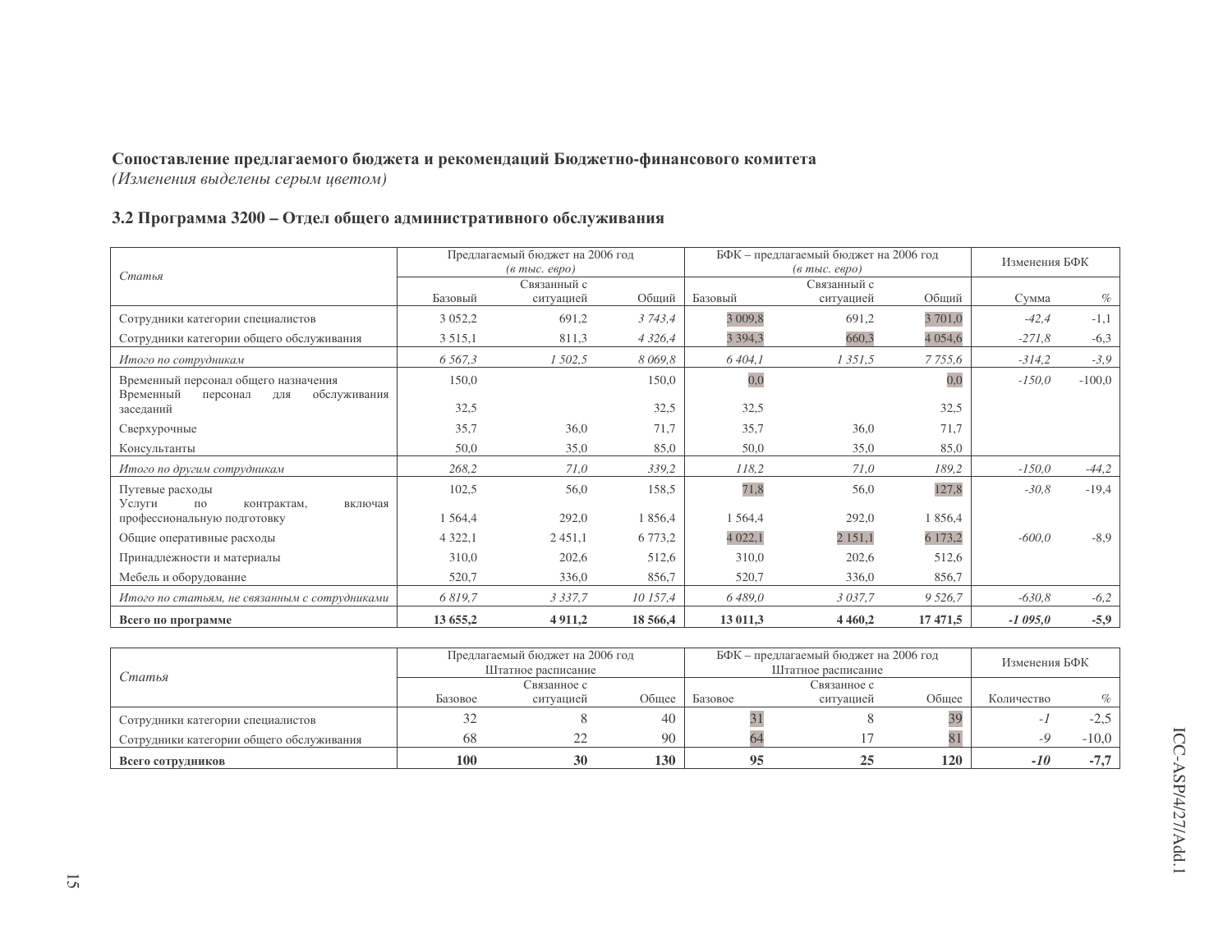**Сопоставление предлагаемого бюджета и рекомендаций Бюджетно-финансового комитета**
*(Изменения выделены серым цветом)*

### 3.2 Программа 3200 – Отдел общего административного обслуживания

| *Статья* | Предлагаемый бюджет на 2006 год *(в тыс. евро)* | | | БФК – предлагаемый бюджет на 2006 год *(в тыс. евро)* | | | Изменения БФК | |
|---|---|---|---|---|---|---|---|---|
| | Базовый | Связанный с ситуацией | Общий | Базовый | Связанный с ситуацией | Общий | Сумма | % |
| Сотрудники категории специалистов | 3 052,2 | 691,2 | *3 743,4* | 3 009,8 | 691,2 | 3 701,0 | *-42,4* | -1,1 |
| Сотрудники категории общего обслуживания | 3 515,1 | 811,3 | *4 326,4* | 3 394,3 | 660,3 | 4 054,6 | *-271,8* | -6,3 |
| *Итого по сотрудникам* | *6 567,3* | *1 502,5* | *8 069,8* | *6 404,1* | *1 351,5* | *7 755,6* | *-314,2* | *-3,9* |
| Временный персонал общего назначения | 150,0 | | 150,0 | 0,0 | | 0,0 | *-150,0* | -100,0 |
| Временный персонал для обслуживания заседаний | 32,5 | | 32,5 | 32,5 | | 32,5 | | |
| Сверхурочные | 35,7 | 36,0 | 71,7 | 35,7 | 36,0 | 71,7 | | |
| Консультанты | 50,0 | 35,0 | 85,0 | 50,0 | 35,0 | 85,0 | | |
| *Итого по другим сотрудникам* | *268,2* | *71,0* | *339,2* | *118,2* | *71,0* | *189,2* | *-150,0* | *-44,2* |
| Путевые расходы | 102,5 | 56,0 | 158,5 | 71,8 | 56,0 | 127,8 | *-30,8* | -19,4 |
| Услуги по контрактам, включая профессиональную подготовку | 1 564,4 | 292,0 | 1 856,4 | 1 564,4 | 292,0 | 1 856,4 | | |
| Общие оперативные расходы | 4 322,1 | 2 451,1 | 6 773,2 | 4 022,1 | 2 151,1 | 6 173,2 | *-600,0* | -8,9 |
| Принадлежности и материалы | 310,0 | 202,6 | 512,6 | 310,0 | 202,6 | 512,6 | | |
| Мебель и оборудование | 520,7 | 336,0 | 856,7 | 520,7 | 336,0 | 856,7 | | |
| *Итого по статьям, не связанным с сотрудниками* | *6 819,7* | *3 337,7* | *10 157,4* | *6 489,0* | *3 037,7* | *9 526,7* | *-630,8* | *-6,2* |
| **Всего по программе** | **13 655,2** | **4 911,2** | **18 566,4** | **13 011,3** | **4 460,2** | **17 471,5** | ***-1 095,0*** | **-5,9** |

| *Статья* | Предлагаемый бюджет на 2006 год Штатное расписание | | | БФК – предлагаемый бюджет на 2006 год Штатное расписание | | | Изменения БФК | |
|---|---|---|---|---|---|---|---|---|
| | Базовое | Связанное с ситуацией | Общее | Базовое | Связанное с ситуацией | Общее | Количество | % |
| Сотрудники категории специалистов | 32 | 8 | 40 | 31 | 8 | 39 | *-1* | -2,5 |
| Сотрудники категории общего обслуживания | 68 | 22 | 90 | 64 | 17 | 81 | *-9* | -10,0 |
| **Всего сотрудников** | **100** | **30** | **130** | **95** | **25** | **120** | ***-10*** | **-7,7** |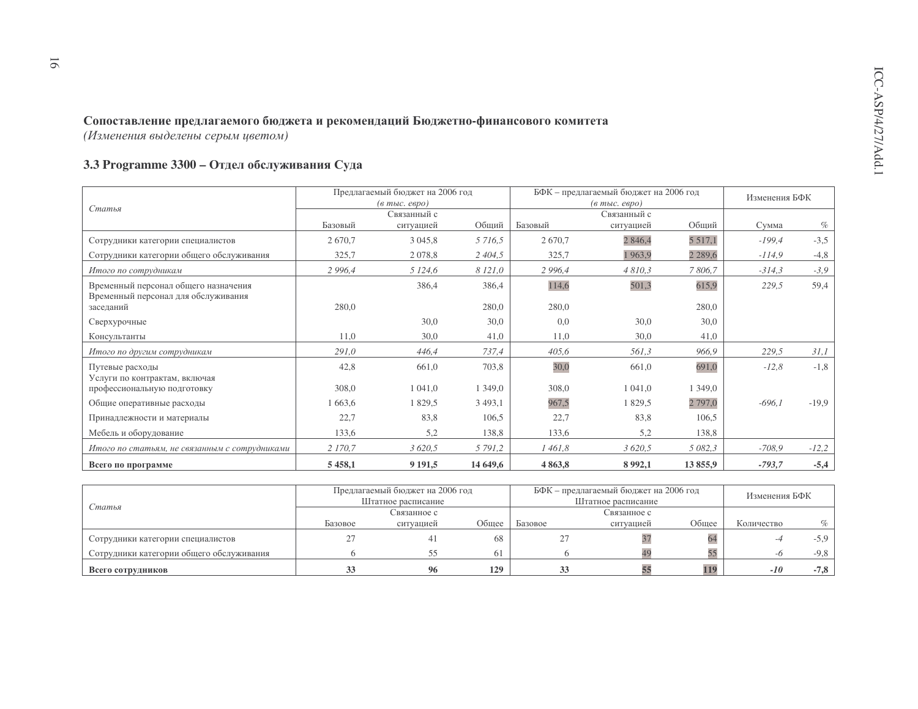**Сопоставление предлагаемого бюджета и рекомендаций Бюджетно-финансового комитета**
*(Изменения выделены серым цветом)*

### 3.3 Programme 3300 – Отдел обслуживания Суда

| *Статья* | Предлагаемый бюджет на 2006 год *(в тыс. евро)* | | | БФК – предлагаемый бюджет на 2006 год *(в тыс. евро)* | | | Изменения БФК | |
|---|---|---|---|---|---|---|---|---|
| | Базовый | Связанный с ситуацией | Общий | Базовый | Связанный с ситуацией | Общий | Сумма | % |
| Сотрудники категории специалистов | 2 670,7 | 3 045,8 | *5 716,5* | 2 670,7 | 2 846,4 | 5 517,1 | *-199,4* | -3,5 |
| Сотрудники категории общего обслуживания | 325,7 | 2 078,8 | *2 404,5* | 325,7 | 1 963,9 | 2 289,6 | *-114,9* | -4,8 |
| *Итого по сотрудникам* | *2 996,4* | *5 124,6* | *8 121,0* | *2 996,4* | *4 810,3* | *7 806,7* | *-314,3* | *-3,9* |
| Временный персонал общего назначения | | 386,4 | 386,4 | 114,6 | 501,3 | 615,9 | *229,5* | 59,4 |
| Временный персонал для обслуживания заседаний | 280,0 | | 280,0 | 280,0 | | 280,0 | | |
| Сверхурочные | | 30,0 | 30,0 | 0,0 | 30,0 | 30,0 | | |
| Консультанты | 11,0 | 30,0 | 41,0 | 11,0 | 30,0 | 41,0 | | |
| *Итого по другим сотрудникам* | *291,0* | *446,4* | *737,4* | *405,6* | *561,3* | *966,9* | *229,5* | *31,1* |
| Путевые расходы | 42,8 | 661,0 | 703,8 | 30,0 | 661,0 | 691,0 | *-12,8* | -1,8 |
| Услуги по контрактам, включая профессиональную подготовку | 308,0 | 1 041,0 | 1 349,0 | 308,0 | 1 041,0 | 1 349,0 | | |
| Общие оперативные расходы | 1 663,6 | 1 829,5 | 3 493,1 | 967,5 | 1 829,5 | 2 797,0 | *-696,1* | -19,9 |
| Принадлежности и материалы | 22,7 | 83,8 | 106,5 | 22,7 | 83,8 | 106,5 | | |
| Мебель и оборудование | 133,6 | 5,2 | 138,8 | 133,6 | 5,2 | 138,8 | | |
| *Итого по статьям, не связанным с сотрудниками* | *2 170,7* | *3 620,5* | *5 791,2* | *1 461,8* | *3 620,5* | *5 082,3* | *-708,9* | *-12,2* |
| **Всего по программе** | **5 458,1** | **9 191,5** | **14 649,6** | **4 863,8** | **8 992,1** | **13 855,9** | ***-793,7*** | **-5,4** |

| *Статья* | Предлагаемый бюджет на 2006 год Штатное расписание | | | БФК – предлагаемый бюджет на 2006 год Штатное расписание | | | Изменения БФК | |
|---|---|---|---|---|---|---|---|---|
| | Базовое | Связанное с ситуацией | Общее | Базовое | Связанное с ситуацией | Общее | Количество | % |
| Сотрудники категории специалистов | 27 | 41 | 68 | 27 | 37 | 64 | *-4* | -5,9 |
| Сотрудники категории общего обслуживания | 6 | 55 | 61 | 6 | 49 | 55 | *-6* | -9,8 |
| **Всего сотрудников** | **33** | **96** | **129** | **33** | **55** | **119** | ***-10*** | **-7,8** |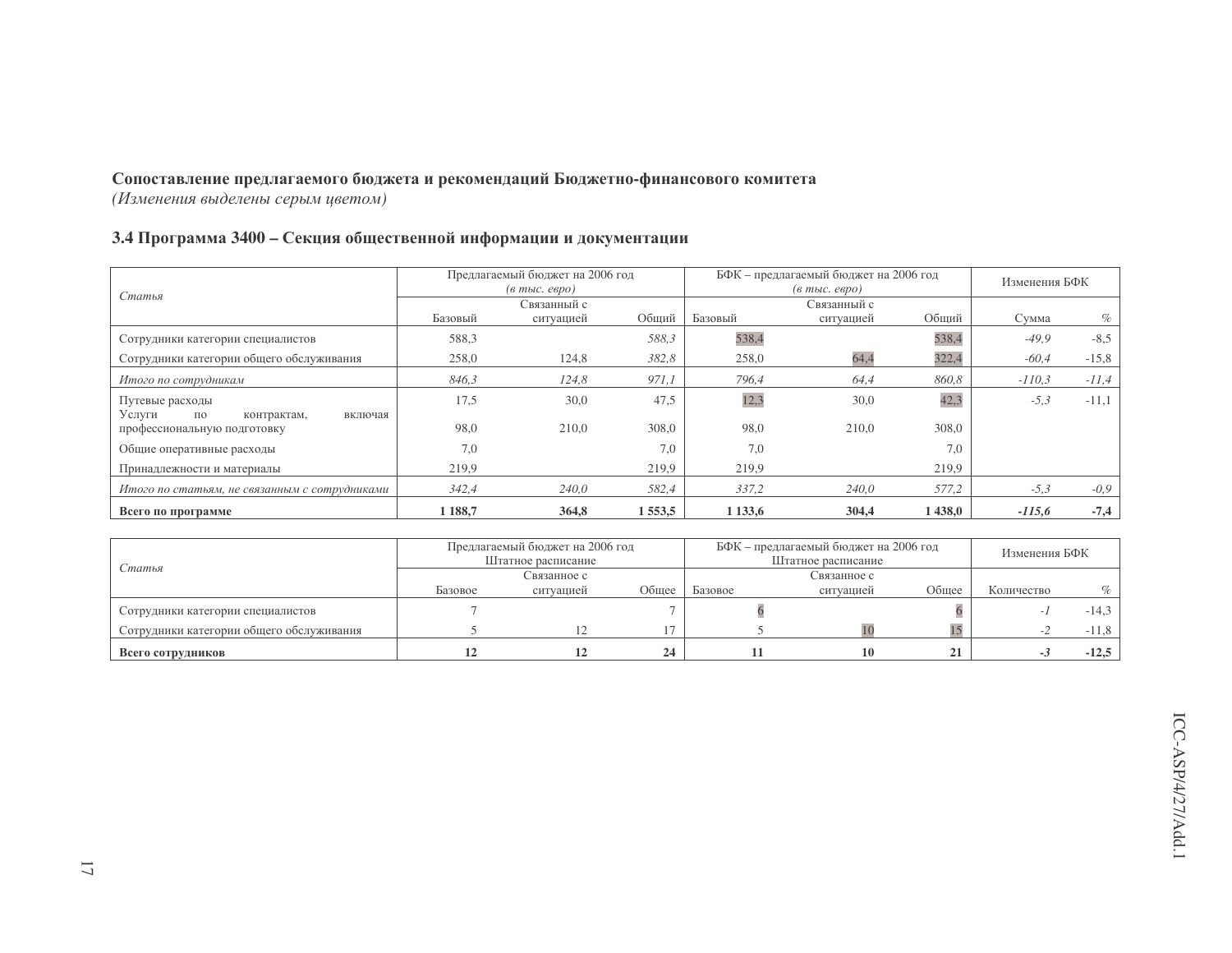**Сопоставление предлагаемого бюджета и рекомендаций Бюджетно-финансового комитета**
*(Изменения выделены серым цветом)*

### 3.4 Программа 3400 – Секция общественной информации и документации

| *Статья* | Предлагаемый бюджет на 2006 год *(в тыс. евро)* | | | БФК – предлагаемый бюджет на 2006 год *(в тыс. евро)* | | | Изменения БФК | |
|---|---|---|---|---|---|---|---|---|
| | Базовый | Связанный с ситуацией | Общий | Базовый | Связанный с ситуацией | Общий | Сумма | % |
| Сотрудники категории специалистов | 588,3 | | *588,3* | 538,4 | | 538,4 | *-49,9* | -8,5 |
| Сотрудники категории общего обслуживания | 258,0 | 124,8 | *382,8* | 258,0 | 64,4 | 322,4 | *-60,4* | -15,8 |
| *Итого по сотрудникам* | *846,3* | *124,8* | *971,1* | *796,4* | *64,4* | *860,8* | *-110,3* | *-11,4* |
| Путевые расходы | 17,5 | 30,0 | 47,5 | 12,3 | 30,0 | 42,3 | *-5,3* | -11,1 |
| Услуги по контрактам, включая профессиональную подготовку | 98,0 | 210,0 | 308,0 | 98,0 | 210,0 | 308,0 | | |
| Общие оперативные расходы | 7,0 | | 7,0 | 7,0 | | 7,0 | | |
| Принадлежности и материалы | 219,9 | | 219,9 | 219,9 | | 219,9 | | |
| *Итого по статьям, не связанным с сотрудниками* | *342,4* | *240,0* | *582,4* | *337,2* | *240,0* | *577,2* | *-5,3* | *-0,9* |
| **Всего по программе** | **1 188,7** | **364,8** | **1 553,5** | **1 133,6** | **304,4** | **1 438,0** | ***-115,6*** | **-7,4** |

| *Статья* | Предлагаемый бюджет на 2006 год Штатное расписание | | | БФК – предлагаемый бюджет на 2006 год Штатное расписание | | | Изменения БФК | |
|---|---|---|---|---|---|---|---|---|
| | Базовое | Связанное с ситуацией | Общее | Базовое | Связанное с ситуацией | Общее | Количество | % |
| Сотрудники категории специалистов | 7 | | 7 | 6 | | 6 | *-1* | -14,3 |
| Сотрудники категории общего обслуживания | 5 | 12 | 17 | 5 | 10 | 15 | *-2* | -11,8 |
| **Всего сотрудников** | **12** | **12** | **24** | **11** | **10** | **21** | ***-3*** | **-12,5** |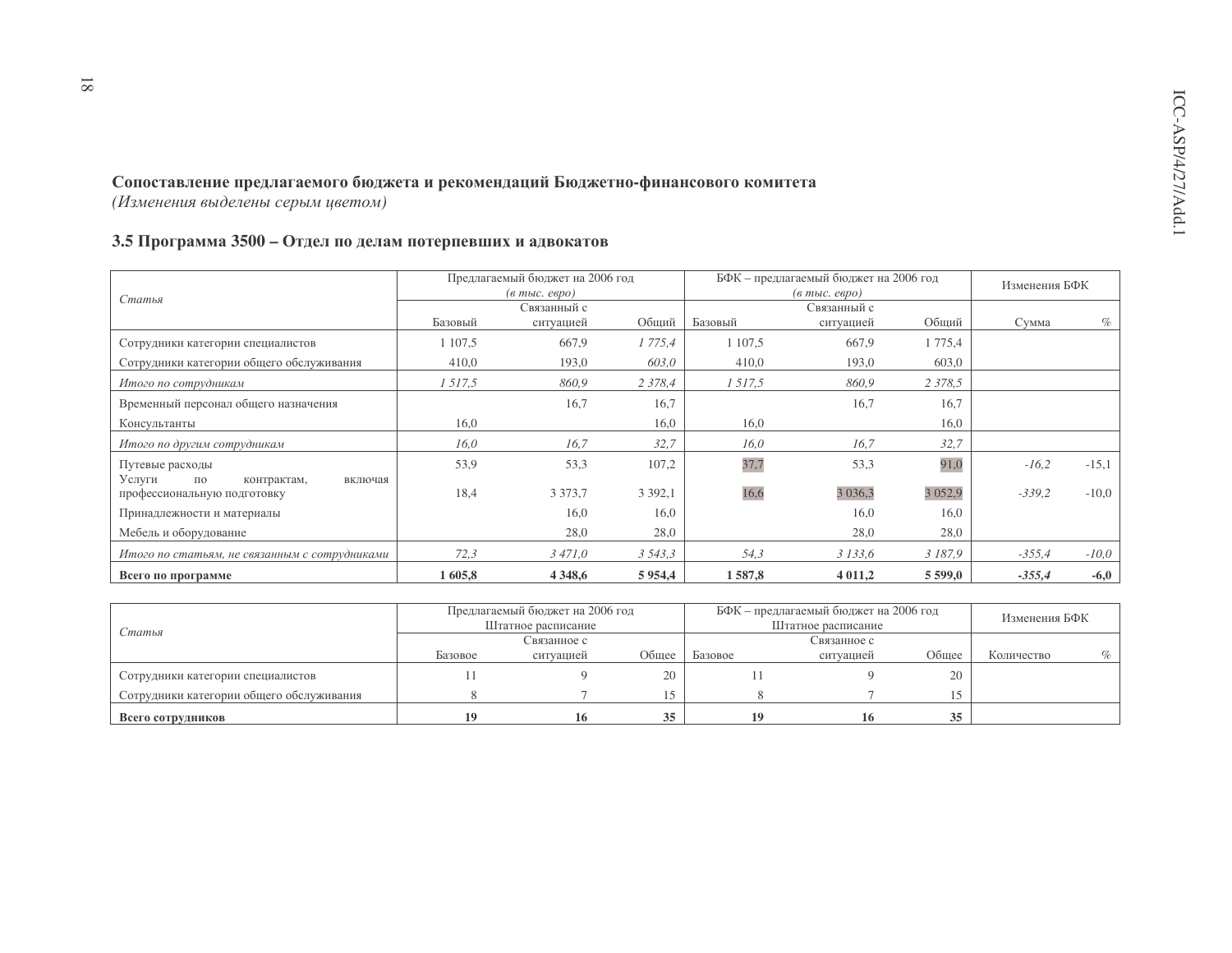**Сопоставление предлагаемого бюджета и рекомендаций Бюджетно-финансового комитета**
*(Изменения выделены серым цветом)*

### 3.5 Программа 3500 – Отдел по делам потерпевших и адвокатов

| Статья | Предлагаемый бюджет на 2006 год (в тыс. евро) | | | БФК – предлагаемый бюджет на 2006 год (в тыс. евро) | | | Изменения БФК | |
|---|---|---|---|---|---|---|---|---|
| | Базовый | Связанный с ситуацией | Общий | Базовый | Связанный с ситуацией | Общий | Сумма | % |
| Сотрудники категории специалистов | 1 107,5 | 667,9 | *1 775,4* | 1 107,5 | 667,9 | 1 775,4 | | |
| Сотрудники категории общего обслуживания | 410,0 | 193,0 | *603,0* | 410,0 | 193,0 | 603,0 | | |
| *Итого по сотрудникам* | *1 517,5* | *860,9* | *2 378,4* | *1 517,5* | *860,9* | *2 378,5* | | |
| Временный персонал общего назначения | | 16,7 | 16,7 | | 16,7 | 16,7 | | |
| Консультанты | 16,0 | | 16,0 | 16,0 | | 16,0 | | |
| *Итого по другим сотрудникам* | *16,0* | *16,7* | *32,7* | *16,0* | *16,7* | *32,7* | | |
| Путевые расходы | 53,9 | 53,3 | 107,2 | 37,7 | 53,3 | 91,0 | *-16,2* | -15,1 |
| Услуги по контрактам, включая профессиональную подготовку | 18,4 | 3 373,7 | 3 392,1 | 16,6 | 3 036,3 | 3 052,9 | *-339,2* | -10,0 |
| Принадлежности и материалы | | 16,0 | 16,0 | | 16,0 | 16,0 | | |
| Мебель и оборудование | | 28,0 | 28,0 | | 28,0 | 28,0 | | |
| *Итого по статьям, не связанным с сотрудниками* | *72,3* | *3 471,0* | *3 543,3* | *54,3* | *3 133,6* | *3 187,9* | *-355,4* | *-10,0* |
| **Всего по программе** | **1 605,8** | **4 348,6** | **5 954,4** | **1 587,8** | **4 011,2** | **5 599,0** | ***-355,4*** | **-6,0** |

| Статья | Предлагаемый бюджет на 2006 год Штатное расписание | | | БФК – предлагаемый бюджет на 2006 год Штатное расписание | | | Изменения БФК | |
|---|---|---|---|---|---|---|---|---|
| | Базовое | Связанное с ситуацией | Общее | Базовое | Связанное с ситуацией | Общее | Количество | % |
| Сотрудники категории специалистов | 11 | 9 | 20 | 11 | 9 | 20 | | |
| Сотрудники категории общего обслуживания | 8 | 7 | 15 | 8 | 7 | 15 | | |
| **Всего сотрудников** | **19** | **16** | **35** | **19** | **16** | **35** | | |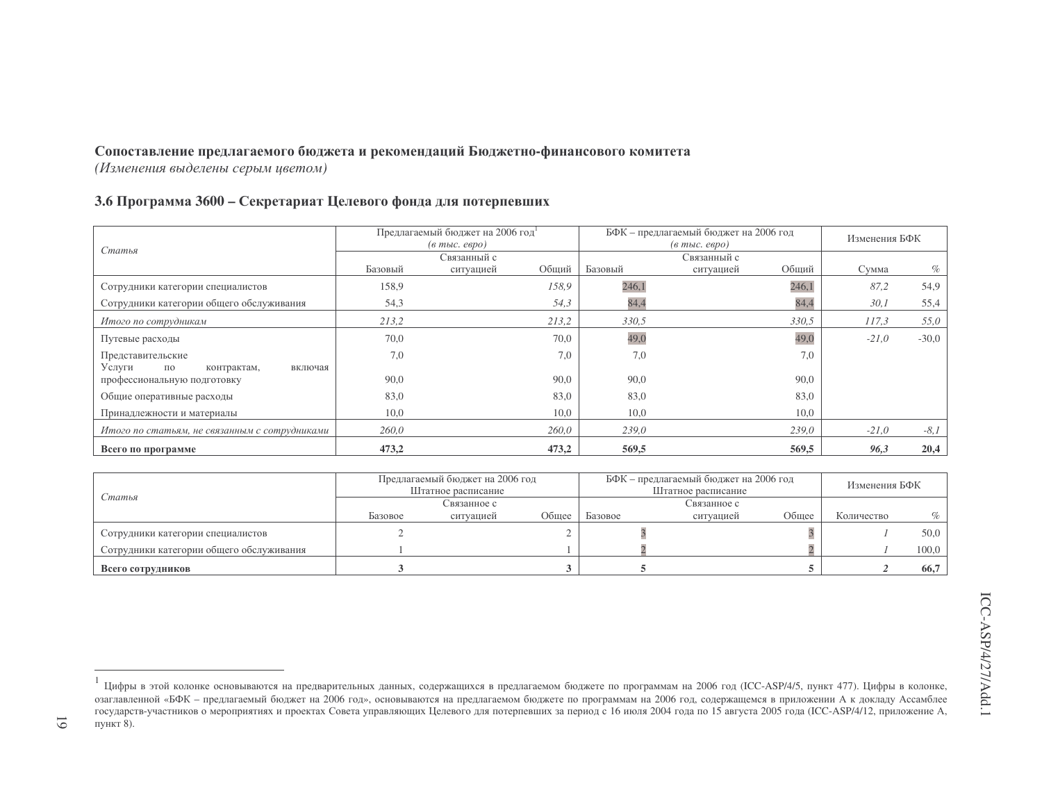**Сопоставление предлагаемого бюджета и рекомендаций Бюджетно-финансового комитета**
*(Изменения выделены серым цветом)*

### 3.6 Программа 3600 – Секретариат Целевого фонда для потерпевших

| *Статья* | Предлагаемый бюджет на 2006 год[1] *(в тыс. евро)* | | | БФК – предлагаемый бюджет на 2006 год *(в тыс. евро)* | | | Изменения БФК | |
|---|---|---|---|---|---|---|---|---|
| | Базовый | Связанный с ситуацией | Общий | Базовый | Связанный с ситуацией | Общий | Сумма | % |
| Сотрудники категории специалистов | 158,9 | | *158,9* | 246,1 | | 246,1 | *87,2* | 54,9 |
| Сотрудники категории общего обслуживания | 54,3 | | *54,3* | 84,4 | | 84,4 | *30,1* | 55,4 |
| *Итого по сотрудникам* | *213,2* | | *213,2* | *330,5* | | *330,5* | *117,3* | *55,0* |
| Путевые расходы | 70,0 | | 70,0 | 49,0 | | 49,0 | *-21,0* | -30,0 |
| Представительские | 7,0 | | 7,0 | 7,0 | | 7,0 | | |
| Услуги по контрактам, включая профессиональную подготовку | 90,0 | | 90,0 | 90,0 | | 90,0 | | |
| Общие оперативные расходы | 83,0 | | 83,0 | 83,0 | | 83,0 | | |
| Принадлежности и материалы | 10,0 | | 10,0 | 10,0 | | 10,0 | | |
| *Итого по статьям, не связанным с сотрудниками* | *260,0* | | *260,0* | *239,0* | | *239,0* | *-21,0* | *-8,1* |
| **Всего по программе** | **473,2** | | **473,2** | **569,5** | | **569,5** | ***96,3*** | **20,4** |

| *Статья* | Предлагаемый бюджет на 2006 год Штатное расписание | | | БФК – предлагаемый бюджет на 2006 год Штатное расписание | | | Изменения БФК | |
|---|---|---|---|---|---|---|---|---|
| | Базовое | Связанное с ситуацией | Общее | Базовое | Связанное с ситуацией | Общее | Количество | % |
| Сотрудники категории специалистов | 2 | | 2 | 3 | | 3 | *1* | 50,0 |
| Сотрудники категории общего обслуживания | 1 | | 1 | 2 | | 2 | *1* | 100,0 |
| **Всего сотрудников** | **3** | | **3** | **5** | | **5** | ***2*** | **66,7** |

[1] Цифры в этой колонке основываются на предварительных данных, содержащихся в предлагаемом бюджете по программам на 2006 год (ICC-ASP/4/5, пункт 477). Цифры в колонке, озаглавленной «БФК – предлагаемый бюджет на 2006 год», основываются на предлагаемом бюджете по программам на 2006 год, содержащемся в приложении А к докладу Ассамблее государств-участников о мероприятиях и проектах Совета управляющих Целевого для потерпевших за период с 16 июля 2004 года по 15 августа 2005 года (ICC-ASP/4/12, приложение А, пункт 8).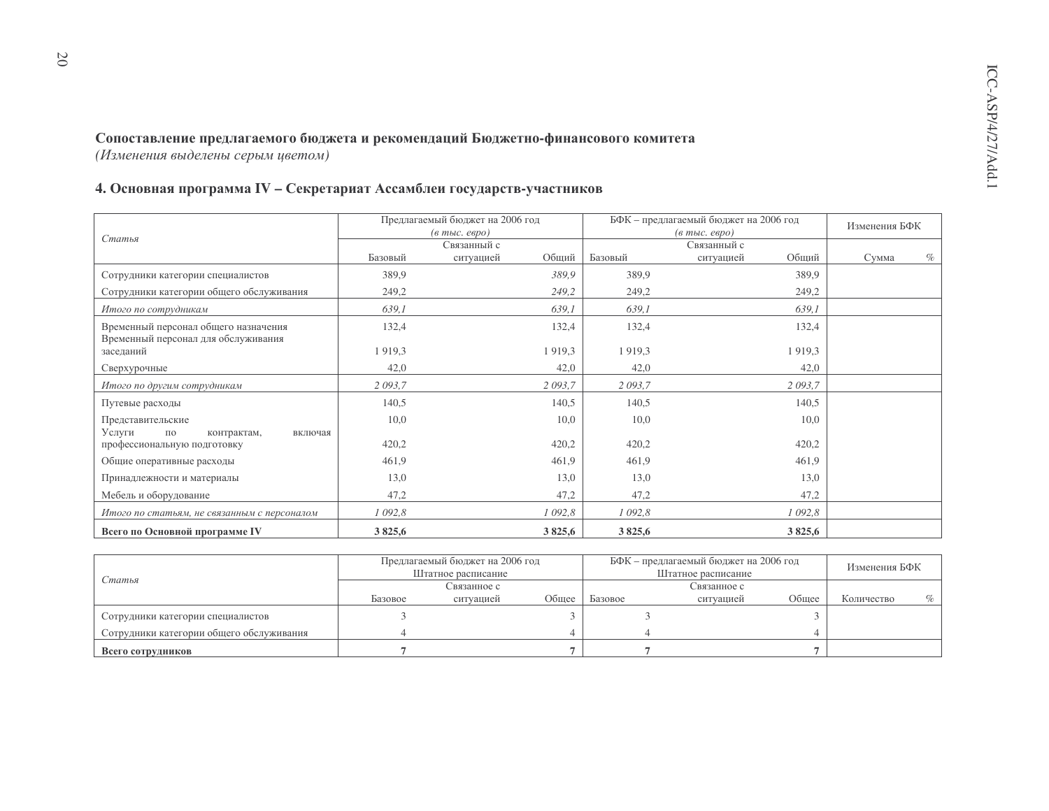**Сопоставление предлагаемого бюджета и рекомендаций Бюджетно-финансового комитета**
*(Изменения выделены серым цветом)*

## 4. Основная программа IV – Секретариат Ассамблеи государств-участников

| *Статья* | Предлагаемый бюджет на 2006 год *(в тыс. евро)* | | | БФК – предлагаемый бюджет на 2006 год *(в тыс. евро)* | | | Изменения БФК | |
|---|---|---|---|---|---|---|---|---|
| | Базовый | Связанный с ситуацией | Общий | Базовый | Связанный с ситуацией | Общий | Сумма | % |
| Сотрудники категории специалистов | 389,9 | | *389,9* | 389,9 | | 389,9 | | |
| Сотрудники категории общего обслуживания | 249,2 | | *249,2* | 249,2 | | 249,2 | | |
| *Итого по сотрудникам* | *639,1* | | *639,1* | *639,1* | | *639,1* | | |
| Временный персонал общего назначения | 132,4 | | 132,4 | 132,4 | | 132,4 | | |
| Временный персонал для обслуживания заседаний | 1 919,3 | | 1 919,3 | 1 919,3 | | 1 919,3 | | |
| Сверхурочные | 42,0 | | 42,0 | 42,0 | | 42,0 | | |
| *Итого по другим сотрудникам* | *2 093,7* | | *2 093,7* | *2 093,7* | | *2 093,7* | | |
| Путевые расходы | 140,5 | | 140,5 | 140,5 | | 140,5 | | |
| Представительские | 10,0 | | 10,0 | 10,0 | | 10,0 | | |
| Услуги по контрактам, включая профессиональную подготовку | 420,2 | | 420,2 | 420,2 | | 420,2 | | |
| Общие оперативные расходы | 461,9 | | 461,9 | 461,9 | | 461,9 | | |
| Принадлежности и материалы | 13,0 | | 13,0 | 13,0 | | 13,0 | | |
| Мебель и оборудование | 47,2 | | 47,2 | 47,2 | | 47,2 | | |
| *Итого по статьям, не связанным с персоналом* | *1 092,8* | | *1 092,8* | *1 092,8* | | *1 092,8* | | |
| **Всего по Основной программе IV** | **3 825,6** | | **3 825,6** | **3 825,6** | | **3 825,6** | | |

| *Статья* | Предлагаемый бюджет на 2006 год Штатное расписание | | | БФК – предлагаемый бюджет на 2006 год Штатное расписание | | | Изменения БФК | |
|---|---|---|---|---|---|---|---|---|
| | Базовое | Связанное с ситуацией | Общее | Базовое | Связанное с ситуацией | Общее | Количество | % |
| Сотрудники категории специалистов | 3 | | 3 | 3 | | 3 | | |
| Сотрудники категории общего обслуживания | 4 | | 4 | 4 | | 4 | | |
| **Всего сотрудников** | **7** | | **7** | **7** | | **7** | | |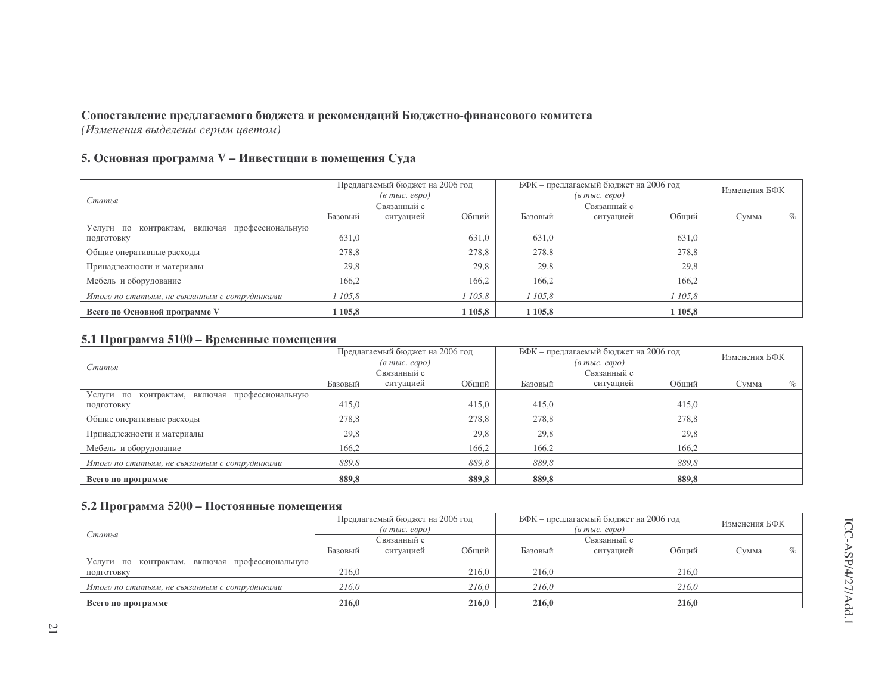**Сопоставление предлагаемого бюджета и рекомендаций Бюджетно-финансового комитета**
*(Изменения выделены серым цветом)*

## 5. Основная программа V – Инвестиции в помещения Суда

| *Статья* | Предлагаемый бюджет на 2006 год *(в тыс. евро)* | | | БФК – предлагаемый бюджет на 2006 год *(в тыс. евро)* | | | Изменения БФК | |
|---|---|---|---|---|---|---|---|---|
| | Базовый | Связанный с ситуацией | Общий | Базовый | Связанный с ситуацией | Общий | Сумма | % |
| Услуги по контрактам, включая профессиональную подготовку | 631,0 | | 631,0 | 631,0 | | 631,0 | | |
| Общие оперативные расходы | 278,8 | | 278,8 | 278,8 | | 278,8 | | |
| Принадлежности и материалы | 29,8 | | 29,8 | 29,8 | | 29,8 | | |
| Мебель и оборудование | 166,2 | | 166,2 | 166,2 | | 166,2 | | |
| *Итого по статьям, не связанным с сотрудниками* | *1 105,8* | | *1 105,8* | *1 105,8* | | *1 105,8* | | |
| **Всего по Основной программе V** | **1 105,8** | | **1 105,8** | **1 105,8** | | **1 105,8** | | |

### 5.1 Программа 5100 – Временные помещения

| *Статья* | Предлагаемый бюджет на 2006 год *(в тыс. евро)* | | | БФК – предлагаемый бюджет на 2006 год *(в тыс. евро)* | | | Изменения БФК | |
|---|---|---|---|---|---|---|---|---|
| | Базовый | Связанный с ситуацией | Общий | Базовый | Связанный с ситуацией | Общий | Сумма | % |
| Услуги по контрактам, включая профессиональную подготовку | 415,0 | | 415,0 | 415,0 | | 415,0 | | |
| Общие оперативные расходы | 278,8 | | 278,8 | 278,8 | | 278,8 | | |
| Принадлежности и материалы | 29,8 | | 29,8 | 29,8 | | 29,8 | | |
| Мебель и оборудование | 166,2 | | 166,2 | 166,2 | | 166,2 | | |
| *Итого по статьям, не связанным с сотрудниками* | *889,8* | | *889,8* | *889,8* | | *889,8* | | |
| **Всего по программе** | **889,8** | | **889,8** | **889,8** | | **889,8** | | |

### 5.2 Программа 5200 – Постоянные помещения

| *Статья* | Предлагаемый бюджет на 2006 год *(в тыс. евро)* | | | БФК – предлагаемый бюджет на 2006 год *(в тыс. евро)* | | | Изменения БФК | |
|---|---|---|---|---|---|---|---|---|
| | Базовый | Связанный с ситуацией | Общий | Базовый | Связанный с ситуацией | Общий | Сумма | % |
| Услуги по контрактам, включая профессиональную подготовку | 216,0 | | 216,0 | 216,0 | | 216,0 | | |
| *Итого по статьям, не связанным с сотрудниками* | *216,0* | | *216,0* | *216,0* | | *216,0* | | |
| **Всего по программе** | **216,0** | | **216,0** | **216,0** | | **216,0** | | |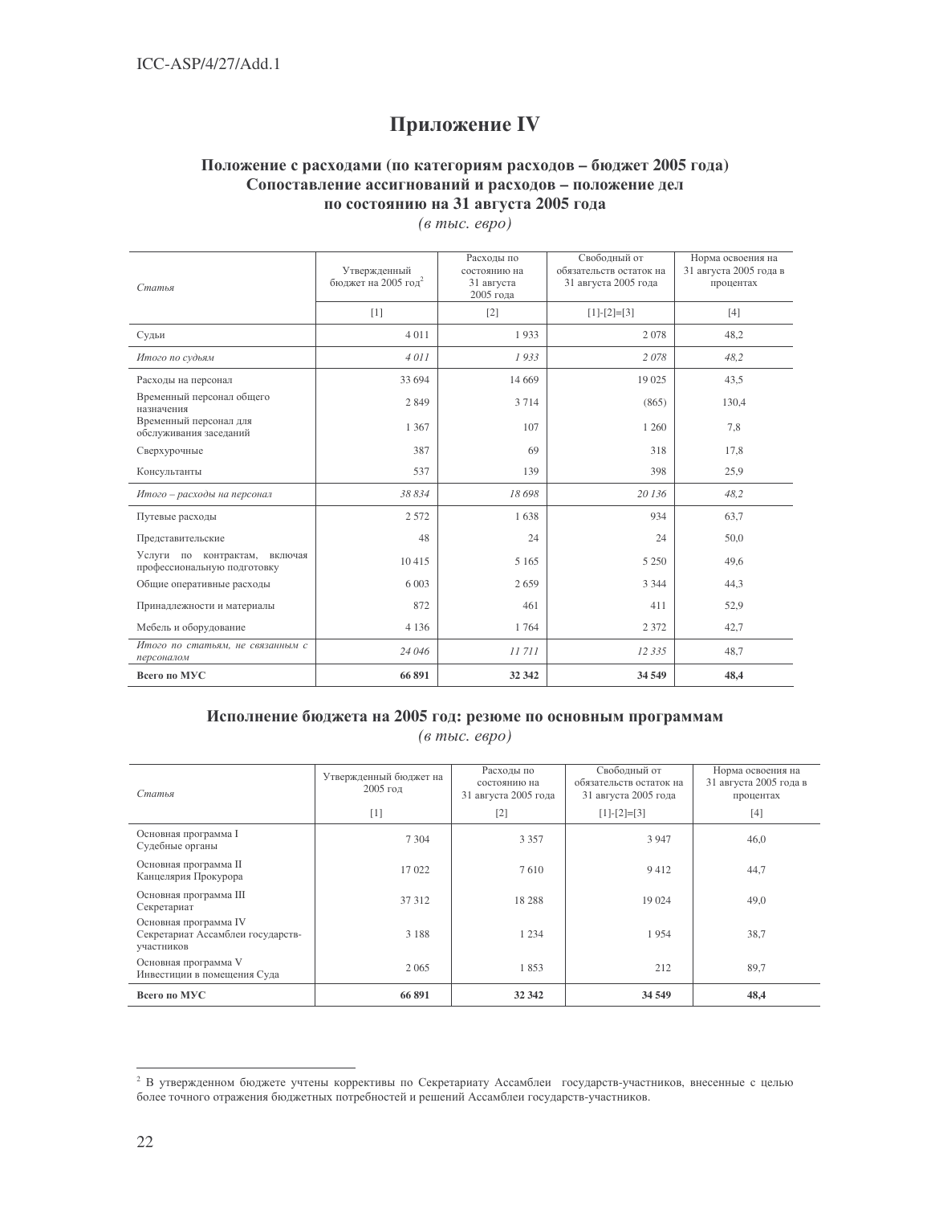# Приложение IV

### Положение с расходами (по категориям расходов – бюджет 2005 года)
### Сопоставление ассигнований и расходов – положение дел по состоянию на 31 августа 2005 года

*(в тыс. евро)*

| *Статья* | Утвержденный бюджет на 2005 год[2] | Расходы по состоянию на 31 августа 2005 года | Свободный от обязательств остаток на 31 августа 2005 года | Норма освоения на 31 августа 2005 года в процентах |
|---|---|---|---|---|
| | [1] | [2] | [1]-[2]=[3] | [4] |
| Судьи | 4 011 | 1 933 | 2 078 | 48,2 |
| *Итого по судьям* | *4 011* | *1 933* | *2 078* | *48,2* |
| Расходы на персонал | 33 694 | 14 669 | 19 025 | 43,5 |
| Временный персонал общего назначения | 2 849 | 3 714 | (865) | 130,4 |
| Временный персонал для обслуживания заседаний | 1 367 | 107 | 1 260 | 7,8 |
| Сверхурочные | 387 | 69 | 318 | 17,8 |
| Консультанты | 537 | 139 | 398 | 25,9 |
| *Итого – расходы на персонал* | *38 834* | *18 698* | *20 136* | *48,2* |
| Путевые расходы | 2 572 | 1 638 | 934 | 63,7 |
| Представительские | 48 | 24 | 24 | 50,0 |
| Услуги по контрактам, включая профессиональную подготовку | 10 415 | 5 165 | 5 250 | 49,6 |
| Общие оперативные расходы | 6 003 | 2 659 | 3 344 | 44,3 |
| Принадлежности и материалы | 872 | 461 | 411 | 52,9 |
| Мебель и оборудование | 4 136 | 1 764 | 2 372 | 42,7 |
| *Итого по статьям, не связанным с персоналом* | *24 046* | *11 711* | *12 335* | 48,7 |
| **Всего по МУС** | **66 891** | **32 342** | **34 549** | **48,4** |

### Исполнение бюджета на 2005 год: резюме по основным программам

*(в тыс. евро)*

| *Статья* | Утвержденный бюджет на 2005 год | Расходы по состоянию на 31 августа 2005 года | Свободный от обязательств остаток на 31 августа 2005 года | Норма освоения на 31 августа 2005 года в процентах |
|---|---|---|---|---|
| | [1] | [2] | [1]-[2]=[3] | [4] |
| Основная программа I Судебные органы | 7 304 | 3 357 | 3 947 | 46,0 |
| Основная программа II Канцелярия Прокурора | 17 022 | 7 610 | 9 412 | 44,7 |
| Основная программа III Секретариат | 37 312 | 18 288 | 19 024 | 49,0 |
| Основная программа IV Секретариат Ассамблеи государств-участников | 3 188 | 1 234 | 1 954 | 38,7 |
| Основная программа V Инвестиции в помещения Суда | 2 065 | 1 853 | 212 | 89,7 |
| **Всего по МУС** | **66 891** | **32 342** | **34 549** | **48,4** |

---

[2] В утвержденном бюджете учтены коррективы по Секретариату Ассамблеи государств-участников, внесенные с целью более точного отражения бюджетных потребностей и решений Ассамблеи государств-участников.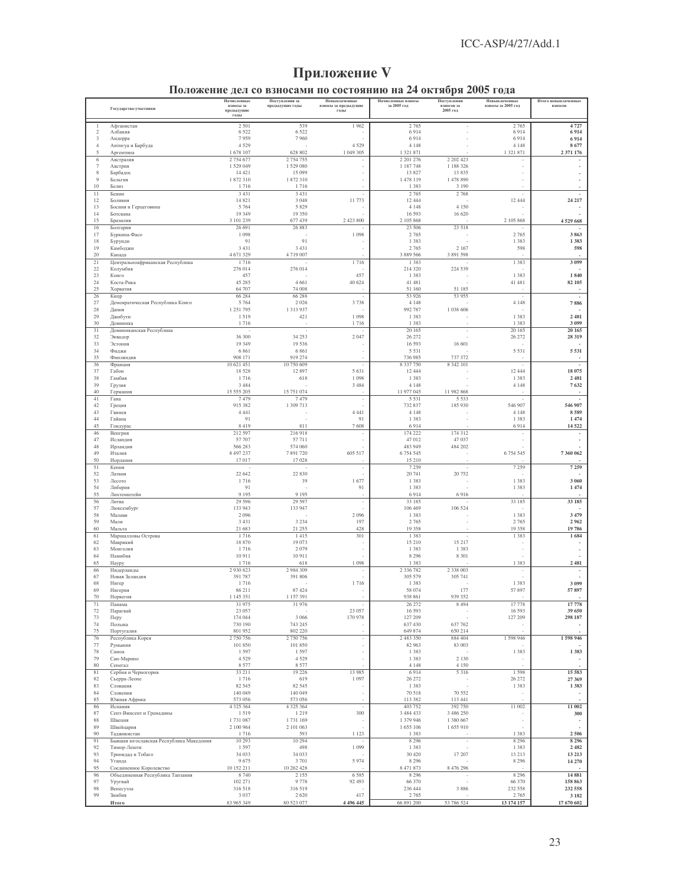# Приложение V

## Положение дел со взносами по состоянию на 24 октября 2005 года

| | Государства-участники | Начисленные взносы за предыдущие годы | Поступления за предыдущие годы | Невыплаченные взносы за предыдущие годы | Начисленные взносы за 2005 год | Поступления взносов за 2005 год | Невыплаченные взносы за 2005 год | Итого невыплаченных взносов |
|---|---|---|---|---|---|---|---|---|
| 1 | Афганистан | 2 501 | 539 | 1 962 | 2 765 | - | 2 765 | **4 727** |
| 2 | Албания | 6 522 | 6 522 | - | 6 914 | - | 6 914 | **6 914** |
| 3 | Андорра | 7 959 | 7 960 | - | 6 914 | - | 6 914 | **6 914** |
| 4 | Антигуа и Барбуда | 4 529 | - | 4 529 | 4 148 | - | 4 148 | **8 677** |
| 5 | Аргентина | 1 678 107 | 628 802 | 1 049 305 | 1 321 871 | - | 1 321 871 | **2 371 176** |
| 6 | Австралия | 2 754 677 | 2 754 755 | - | 2 201 276 | 2 202 423 | - | **-** |
| 7 | Австрия | 1 529 049 | 1 529 080 | - | 1 187 748 | 1 188 326 | - | **-** |
| 8 | Барбадос | 14 421 | 15 099 | - | 13 827 | 13 835 | - | **-** |
| 9 | Бельгия | 1 872 310 | 1 872 310 | - | 1 478 119 | 1 478 890 | - | **-** |
| 10 | Белиз | 1 716 | 1 716 | - | 1 383 | 3 190 | - | **-** |
| 11 | Бенин | 3 431 | 3 431 | - | 2 765 | 2 768 | - | **-** |
| 12 | Боливия | 14 821 | 3 048 | 11 773 | 12 444 | - | 12 444 | **24 217** |
| 13 | Босния и Герцеговина | 5 764 | 5 829 | - | 4 148 | 4 150 | - | **-** |
| 14 | Ботсвана | 19 349 | 19 350 | - | 16 593 | 16 620 | - | **-** |
| 15 | Бразилия | 3 101 239 | 677 439 | 2 423 800 | 2 105 868 | - | 2 105 868 | **4 529 668** |
| 16 | Болгария | 26 691 | 26 883 | - | 23 506 | 23 518 | - | **-** |
| 17 | Буркина-Фасо | 1 098 | - | 1 098 | 2 765 | - | 2 765 | **3 863** |
| 18 | Бурунди | 91 | 91 | - | 1 383 | - | 1 383 | **1 383** |
| 19 | Камбоджи | 3 431 | 3 431 | - | 2 765 | 2 167 | 598 | **598** |
| 20 | Канада | 4 671 329 | 4 719 007 | - | 3 889 566 | 3 891 598 | - | **-** |
| 21 | Центральноафриканская Республика | 1 716 | - | 1 716 | 1 383 | - | 1 383 | **3 099** |
| 22 | Колумбия | 276 014 | 276 014 | - | 214 320 | 224 539 | - | **-** |
| 23 | Конго | 457 | - | 457 | 1 383 | - | 1 383 | **1 840** |
| 24 | Коста-Рика | 45 285 | 4 661 | 40 624 | 41 481 | - | 41 481 | **82 105** |
| 25 | Хорватия | 64 707 | 74 008 | - | 51 160 | 51 185 | - | **-** |
| 26 | Кипр | 66 284 | 66 288 | - | 53 926 | 53 955 | - | **-** |
| 27 | Демократическая Республика Конго | 5 764 | 2 026 | 3 738 | 4 148 | - | 4 148 | **7 886** |
| 28 | Дания | 1 251 795 | 1 313 937 | - | 992 787 | 1 038 606 | - | **-** |
| 29 | Джибути | 1 519 | 421 | 1 098 | 1 383 | - | 1 383 | **2 481** |
| 30 | Доминика | 1 716 | - | 1 716 | 1 383 | - | 1 383 | **3 099** |
| 31 | Доминиканская Республика | - | - | - | 20 165 | - | 20 165 | **20 165** |
| 32 | Эквадор | 36 300 | 34 253 | 2 047 | 26 272 | - | 26 272 | **28 319** |
| 33 | Эстония | 19 349 | 19 536 | - | 16 593 | 16 601 | - | **-** |
| 34 | Фиджи | 6 861 | 6 861 | - | 5 531 | - | 5 531 | **5 531** |
| 35 | Финляндия | 908 171 | 919 274 | - | 736 985 | 737 372 | - | **-** |
| 36 | Франция | 10 621 451 | 10 750 609 | - | 8 337 750 | 8 342 101 | - | **-** |
| 37 | Габон | 18 528 | 12 897 | 5 631 | 12 444 | - | 12 444 | **18 075** |
| 38 | Гамбия | 1 716 | 618 | 1 098 | 1 383 | - | 1 383 | **2 481** |
| 39 | Грузия | 3 484 | - | 3 484 | 4 148 | - | 4 148 | **7 632** |
| 40 | Германия | 15 555 205 | 15 751 074 | - | 11 977 045 | 11 982 868 | - | **-** |
| 41 | Гана | 7 479 | 7 479 | - | 5 531 | 5 533 | - | **-** |
| 42 | Греция | 915 382 | 1 309 713 | - | 732 837 | 185 930 | 546 907 | **546 907** |
| 43 | Гвинея | 4 441 | - | 4 441 | 4 148 | - | 4 148 | **8 589** |
| 44 | Гайана | 91 | - | 91 | 1 383 | - | 1 383 | **1 474** |
| 45 | Гондурас | 8 419 | 811 | 7 608 | 6 914 | - | 6 914 | **14 522** |
| 46 | Венгрия | 212 597 | 216 918 | - | 174 222 | 174 312 | - | **-** |
| 47 | Исландия | 57 707 | 57 711 | - | 47 012 | 47 037 | - | **-** |
| 48 | Ирландия | 566 283 | 574 060 | - | 483 949 | 484 202 | - | **-** |
| 49 | Италия | 8 497 237 | 7 891 720 | 605 517 | 6 754 545 | - | 6 754 545 | **7 360 062** |
| 50 | Иордания | 17 017 | 17 028 | - | 15 210 | - | - | **-** |
| 51 | Кения | - | - | - | 7 259 | - | 7 259 | **7 259** |
| 52 | Латвия | 22 642 | 22 830 | - | 20 741 | 20 752 | - | **-** |
| 53 | Лесото | 1 716 | 39 | 1 677 | 1 383 | - | 1 383 | **3 060** |
| 54 | Либерия | 91 | - | 91 | 1 383 | - | 1 383 | **1 474** |
| 55 | Лихтенштейн | 9 195 | 9 195 | - | 6 914 | 6 916 | - | **-** |
| 56 | Литва | 29 596 | 29 597 | - | 33 185 | - | 33 185 | **33 185** |
| 57 | Люксембург | 133 943 | 133 947 | - | 106 469 | 106 524 | - | **-** |
| 58 | Малави | 2 096 | - | 2 096 | 1 383 | - | 1 383 | **3 479** |
| 59 | Мали | 3 431 | 3 234 | 197 | 2 765 | - | 2 765 | **2 962** |
| 60 | Мальта | 21 683 | 21 255 | 428 | 19 358 | - | 19 358 | **19 786** |
| 61 | Маршалловы Острова | 1 716 | 1 415 | 301 | 1 383 | - | 1 383 | **1 684** |
| 62 | Маврикий | 18 870 | 19 073 | - | 15 210 | 15 217 | - | **-** |
| 63 | Монголия | 1 716 | 2 079 | - | 1 383 | 1 383 | - | **-** |
| 64 | Намибия | 10 911 | 10 911 | - | 8 296 | 8 301 | - | **-** |
| 65 | Науру | 1 716 | 618 | 1 098 | 1 383 | - | 1 383 | **2 481** |
| 66 | Нидерланды | 2 930 823 | 2 984 309 | - | 2 336 782 | 2 338 003 | - | **-** |
| 67 | Новая Зеландия | 391 787 | 391 806 | - | 305 579 | 305 741 | - | **-** |
| 68 | Нигер | 1 716 | - | 1 716 | 1 383 | - | 1 383 | **3 099** |
| 69 | Нигерия | 86 211 | 87 424 | - | 58 074 | 177 | 57 897 | **57 897** |
| 70 | Норвегия | 1 145 351 | 1 157 391 | - | 938 861 | 939 352 | - | **-** |
| 71 | Панама | 31 975 | 31 976 | - | 26 272 | 8 494 | 17 778 | **17 778** |
| 72 | Парагвай | 23 057 | - | 23 057 | 16 593 | - | 16 593 | **39 650** |
| 73 | Перу | 174 044 | 3 066 | 170 978 | 127 209 | - | 127 209 | **298 187** |
| 74 | Польша | 730 190 | 743 245 | - | 637 430 | 637 762 | - | **-** |
| 75 | Португалия | 801 952 | 802 220 | - | 649 874 | 650 214 | - | **-** |
| 76 | Республика Корея | 2 750 756 | 2 750 756 | - | 2 483 350 | 884 404 | 1 598 946 | **1 598 946** |
| 77 | Румыния | 101 850 | 101 850 | - | 82 963 | 83 003 | - | **-** |
| 78 | Самоа | 1 597 | 1 597 | - | 1 383 | - | 1 383 | **1 383** |
| 79 | Сан-Марино | 4 529 | 4 529 | - | 1 383 | 2 130 | - | **-** |
| 80 | Сенегал | 8 577 | 8 577 | - | 4 148 | 4 150 | - | **-** |
| 81 | Сербия и Черногория | 33 211 | 19 226 | 13 985 | 6 914 | 5 316 | 1 598 | **15 583** |
| 82 | Сьерра-Леоне | 1 716 | 619 | 1 097 | 26 272 | - | 26 272 | **27 369** |
| 83 | Словакия | 82 545 | 82 545 | - | 1 383 | - | 1 383 | **1 383** |
| 84 | Словения | 140 049 | 140 049 | - | 70 518 | 70 552 | - | **-** |
| 85 | Южная Африка | 573 056 | 573 056 | - | 113 382 | 113 441 | - | **-** |
| 86 | Испания | 4 325 364 | 4 325 364 | - | 403 752 | 392 750 | 11 002 | **11 002** |
| 87 | Сент-Винсент и Гренадины | 1 519 | 1 219 | 300 | 3 484 433 | 3 486 250 | - | **300** |
| 88 | Швеция | 1 731 087 | 1 731 169 | - | 1 379 946 | 1 380 667 | - | **-** |
| 89 | Швейцария | 2 100 964 | 2 101 063 | - | 1 655 106 | 1 655 910 | - | **-** |
| 90 | Таджикистан | 1 716 | 593 | 1 123 | 1 383 | - | 1 383 | **2 506** |
| 91 | Бывшая югославская Республика Македония | 10 293 | 10 294 | - | 8 296 | - | 8 296 | **8 296** |
| 92 | Тимор-Лешти | 1 597 | 498 | 1 099 | 1 383 | - | 1 383 | **2 482** |
| 93 | Тринидад и Тобаго | 34 033 | 34 033 | - | 30 420 | 17 207 | 13 213 | **13 213** |
| 94 | Уганда | 9 675 | 3 701 | 5 974 | 8 296 | - | 8 296 | **14 270** |
| 95 | Соединенное Королевство | 10 152 211 | 10 262 428 | - | 8 471 873 | 8 476 296 | - | **-** |
| 96 | Объединенная Республика Танзания | 8 740 | 2 155 | 6 585 | 8 296 | - | 8 296 | **14 881** |
| 97 | Уругвай | 102 271 | 9 778 | 92 493 | 66 370 | - | 66 370 | **158 863** |
| 98 | Венесуэла | 316 518 | 316 519 | - | 236 444 | 3 886 | 232 558 | **232 558** |
| 99 | Замбия | 3 037 | 2 620 | 417 | 2 765 | - | 2 765 | **3 182** |
| | **Итого** | 83 965 349 | 80 523 077 | **4 496 445** | 66 891 200 | 53 786 524 | **13 174 157** | **17 670 602** |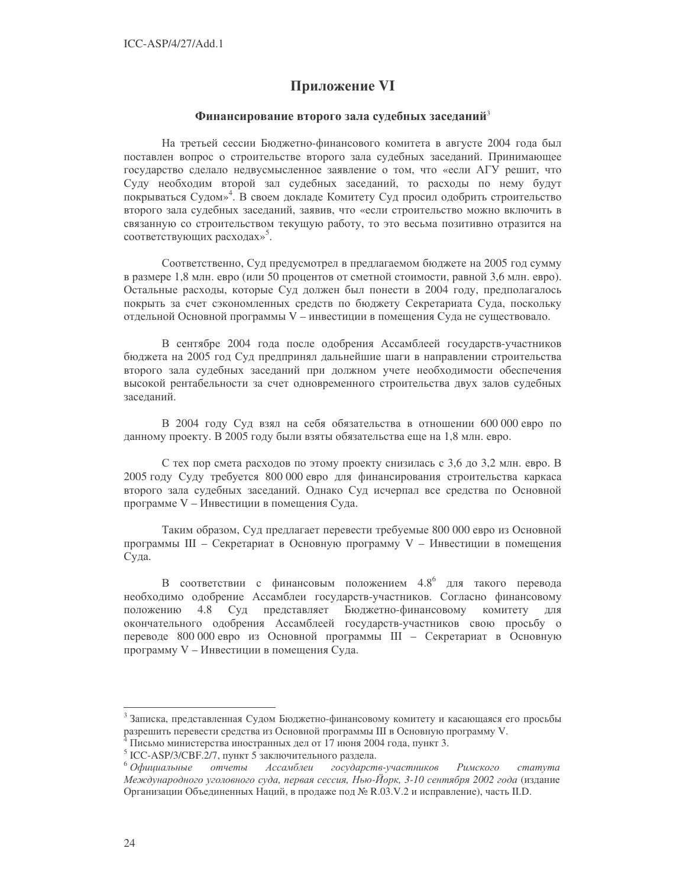# Приложение VI

## Финансирование второго зала судебных заседаний[3]

На третьей сессии Бюджетно-финансового комитета в августе 2004 года был поставлен вопрос о строительстве второго зала судебных заседаний. Принимающее государство сделало недвусмысленное заявление о том, что «если АГУ решит, что Суду необходим второй зал судебных заседаний, то расходы по нему будут покрываться Судом»[4]. В своем докладе Комитету Суд просил одобрить строительство второго зала судебных заседаний, заявив, что «если строительство можно включить в связанную со строительством текущую работу, то это весьма позитивно отразится на соответствующих расходах»[5].

Соответственно, Суд предусмотрел в предлагаемом бюджете на 2005 год сумму в размере 1,8 млн. евро (или 50 процентов от сметной стоимости, равной 3,6 млн. евро). Остальные расходы, которые Суд должен был понести в 2004 году, предполагалось покрыть за счет сэкономленных средств по бюджету Секретариата Суда, поскольку отдельной Основной программы V – инвестиции в помещения Суда не существовало.

В сентябре 2004 года после одобрения Ассамблеей государств-участников бюджета на 2005 год Суд предпринял дальнейшие шаги в направлении строительства второго зала судебных заседаний при должном учете необходимости обеспечения высокой рентабельности за счет одновременного строительства двух залов судебных заседаний.

В 2004 году Суд взял на себя обязательства в отношении 600 000 евро по данному проекту. В 2005 году были взяты обязательства еще на 1,8 млн. евро.

С тех пор смета расходов по этому проекту снизилась с 3,6 до 3,2 млн. евро. В 2005 году Суду требуется 800 000 евро для финансирования строительства каркаса второго зала судебных заседаний. Однако Суд исчерпал все средства по Основной программе V – Инвестиции в помещения Суда.

Таким образом, Суд предлагает перевести требуемые 800 000 евро из Основной программы III – Секретариат в Основную программу V – Инвестиции в помещения Суда.

В соответствии с финансовым положением 4.8[6] для такого перевода необходимо одобрение Ассамблеи государств-участников. Согласно финансовому положению 4.8 Суд представляет Бюджетно-финансовому комитету для окончательного одобрения Ассамблеей государств-участников свою просьбу о переводе 800 000 евро из Основной программы III – Секретариат в Основную программу V – Инвестиции в помещения Суда.

---

[3] Записка, представленная Судом Бюджетно-финансовому комитету и касающаяся его просьбы разрешить перевести средства из Основной программы III в Основную программу V.

[4] Письмо министерства иностранных дел от 17 июня 2004 года, пункт 3.

[5] ICC-ASP/3/CBF.2/7, пункт 5 заключительного раздела.

[6] *Официальные отчеты Ассамблеи государств-участников Римского статута Международного уголовного суда, первая сессия, Нью-Йорк, 3-10 сентября 2002 года* (издание Организации Объединенных Наций, в продаже под № R.03.V.2 и исправление), часть II.D.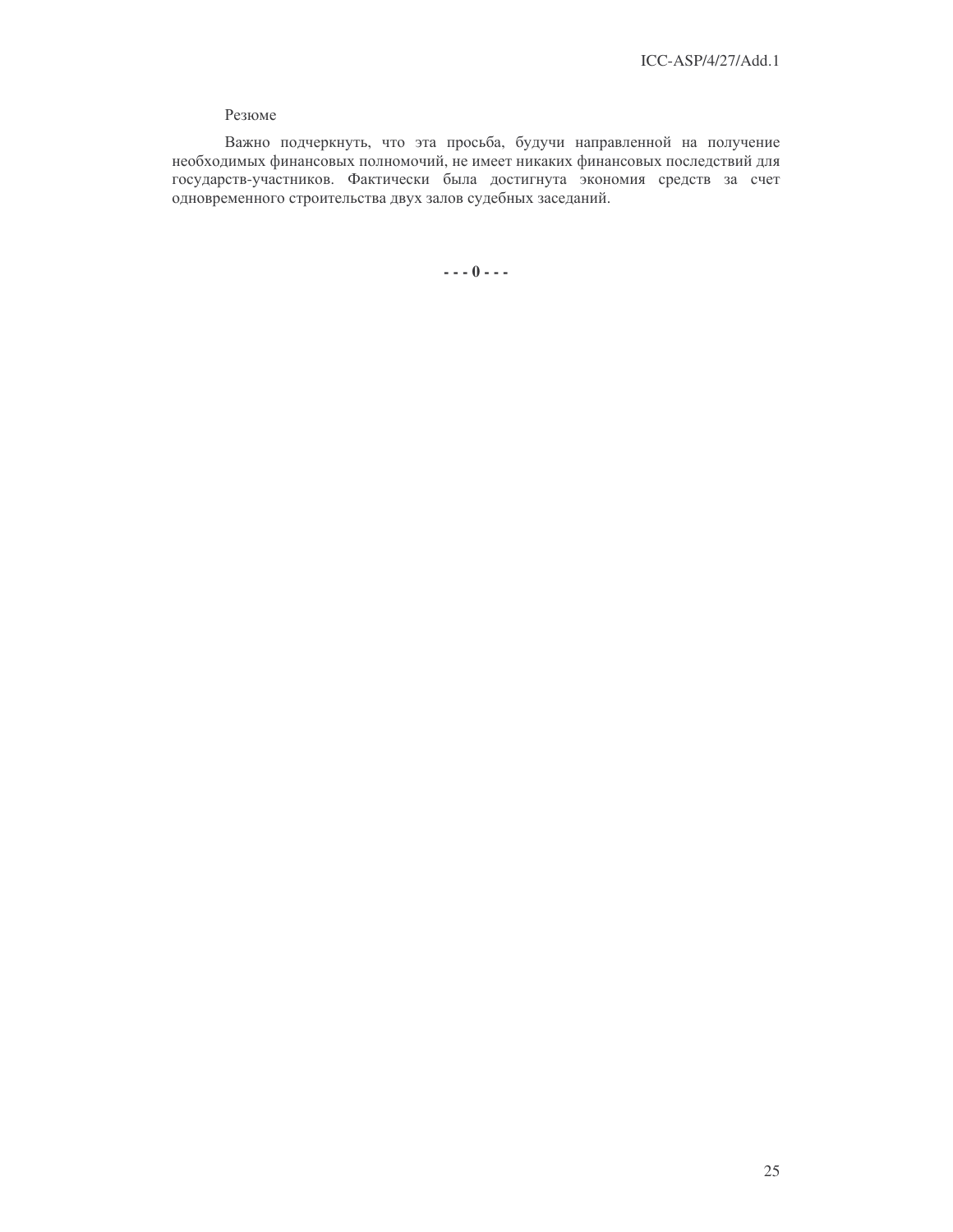Резюме

Важно подчеркнуть, что эта просьба, будучи направленной на получение необходимых финансовых полномочий, не имеет никаких финансовых последствий для государств-участников. Фактически была достигнута экономия средств за счет одновременного строительства двух залов судебных заседаний.

**- - - 0 - - -**